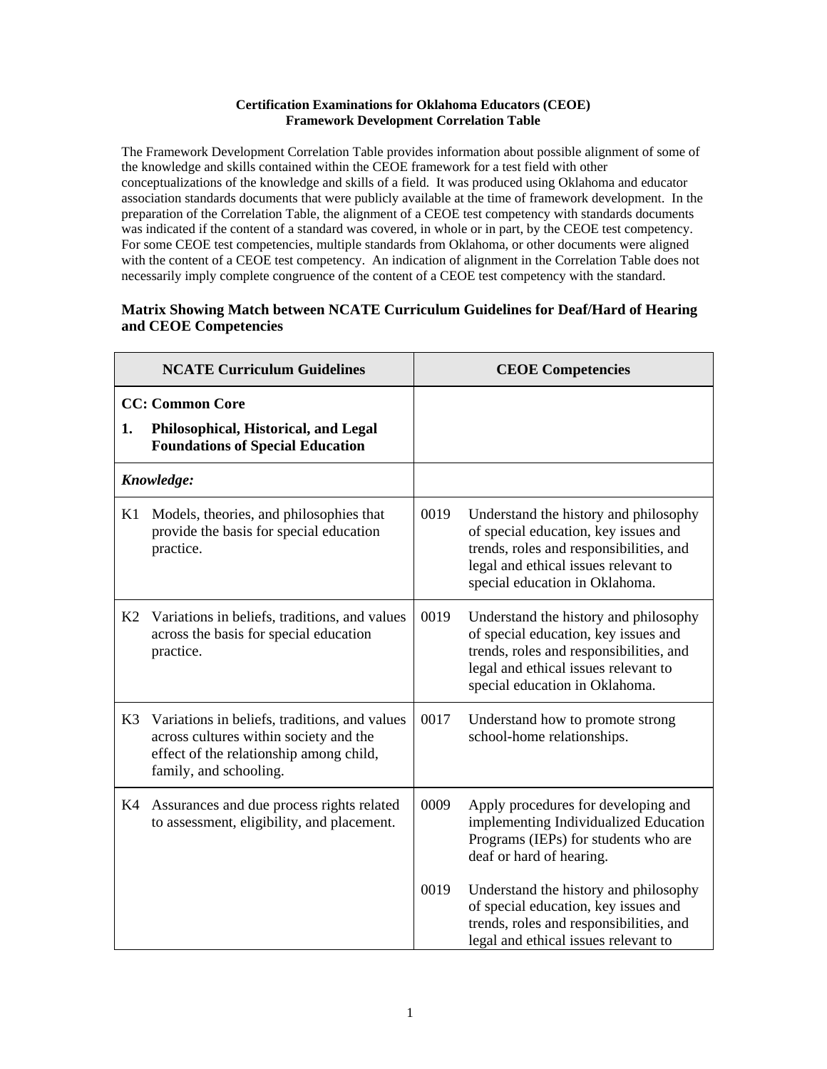**Certification Examinations for Oklahoma Educators (CEOE)**
**Framework Development Correlation Table**

The Framework Development Correlation Table provides information about possible alignment of some of the knowledge and skills contained within the CEOE framework for a test field with other conceptualizations of the knowledge and skills of a field. It was produced using Oklahoma and educator association standards documents that were publicly available at the time of framework development. In the preparation of the Correlation Table, the alignment of a CEOE test competency with standards documents was indicated if the content of a standard was covered, in whole or in part, by the CEOE test competency. For some CEOE test competencies, multiple standards from Oklahoma, or other documents were aligned with the content of a CEOE test competency. An indication of alignment in the Correlation Table does not necessarily imply complete congruence of the content of a CEOE test competency with the standard.

### Matrix Showing Match between NCATE Curriculum Guidelines for Deaf/Hard of Hearing and CEOE Competencies

| NCATE Curriculum Guidelines | CEOE Competencies |
|---|---|
| **CC: Common Core**<br>**1. Philosophical, Historical, and Legal Foundations of Special Education** | |
| ***Knowledge:*** | |
| K1 Models, theories, and philosophies that provide the basis for special education practice. | 0019 Understand the history and philosophy of special education, key issues and trends, roles and responsibilities, and legal and ethical issues relevant to special education in Oklahoma. |
| K2 Variations in beliefs, traditions, and values across the basis for special education practice. | 0019 Understand the history and philosophy of special education, key issues and trends, roles and responsibilities, and legal and ethical issues relevant to special education in Oklahoma. |
| K3 Variations in beliefs, traditions, and values across cultures within society and the effect of the relationship among child, family, and schooling. | 0017 Understand how to promote strong school-home relationships. |
| K4 Assurances and due process rights related to assessment, eligibility, and placement. | 0009 Apply procedures for developing and implementing Individualized Education Programs (IEPs) for students who are deaf or hard of hearing.<br><br>0019 Understand the history and philosophy of special education, key issues and trends, roles and responsibilities, and legal and ethical issues relevant to |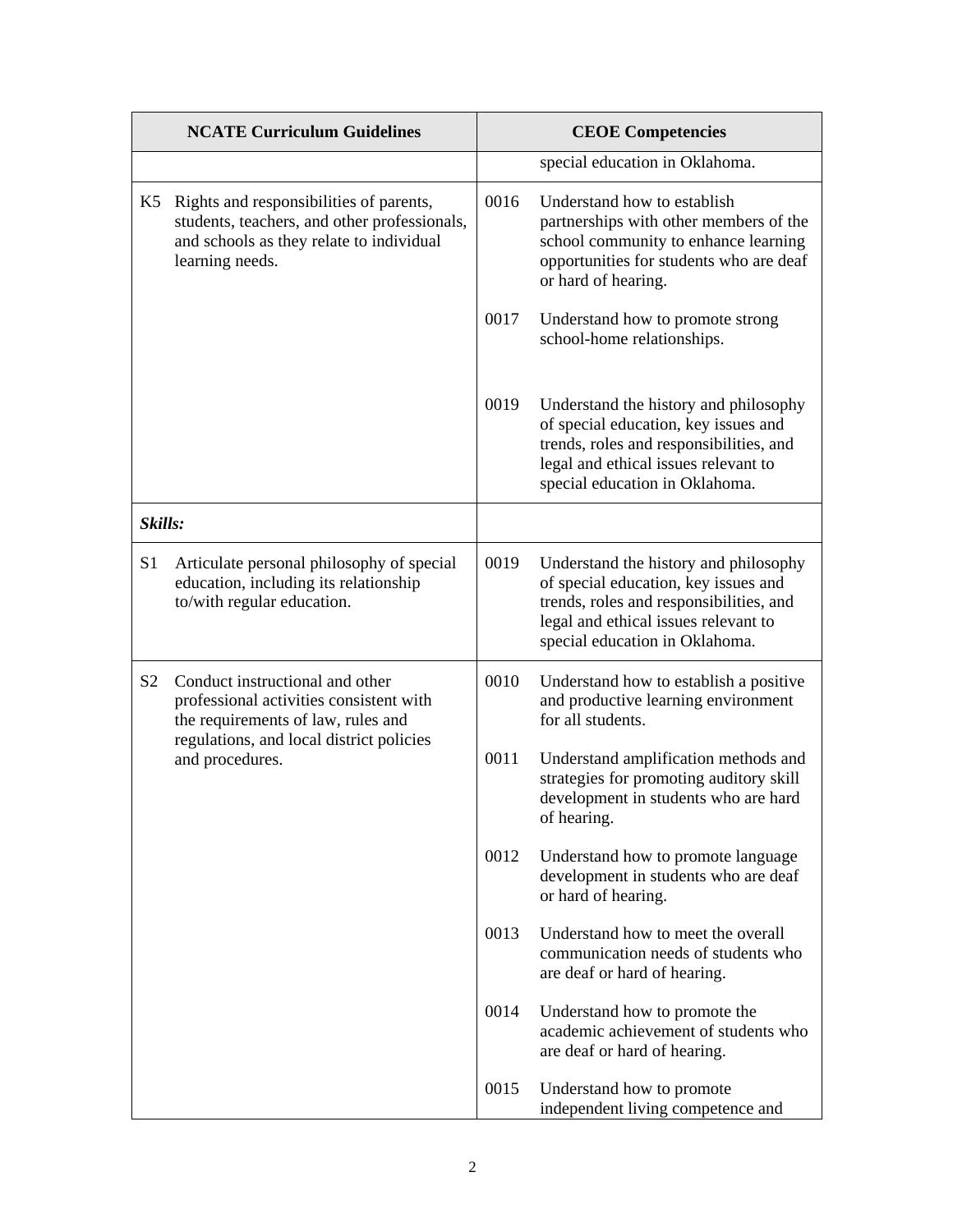| NCATE Curriculum Guidelines | CEOE Competencies |
| --- | --- |
| | special education in Oklahoma. |
| K5 Rights and responsibilities of parents, students, teachers, and other professionals, and schools as they relate to individual learning needs. | 0016 Understand how to establish partnerships with other members of the school community to enhance learning opportunities for students who are deaf or hard of hearing.<br><br>0017 Understand how to promote strong school-home relationships.<br><br>0019 Understand the history and philosophy of special education, key issues and trends, roles and responsibilities, and legal and ethical issues relevant to special education in Oklahoma. |
| ***Skills:*** | |
| S1 Articulate personal philosophy of special education, including its relationship to/with regular education. | 0019 Understand the history and philosophy of special education, key issues and trends, roles and responsibilities, and legal and ethical issues relevant to special education in Oklahoma. |
| S2 Conduct instructional and other professional activities consistent with the requirements of law, rules and regulations, and local district policies and procedures. | 0010 Understand how to establish a positive and productive learning environment for all students.<br><br>0011 Understand amplification methods and strategies for promoting auditory skill development in students who are hard of hearing.<br><br>0012 Understand how to promote language development in students who are deaf or hard of hearing.<br><br>0013 Understand how to meet the overall communication needs of students who are deaf or hard of hearing.<br><br>0014 Understand how to promote the academic achievement of students who are deaf or hard of hearing.<br><br>0015 Understand how to promote independent living competence and |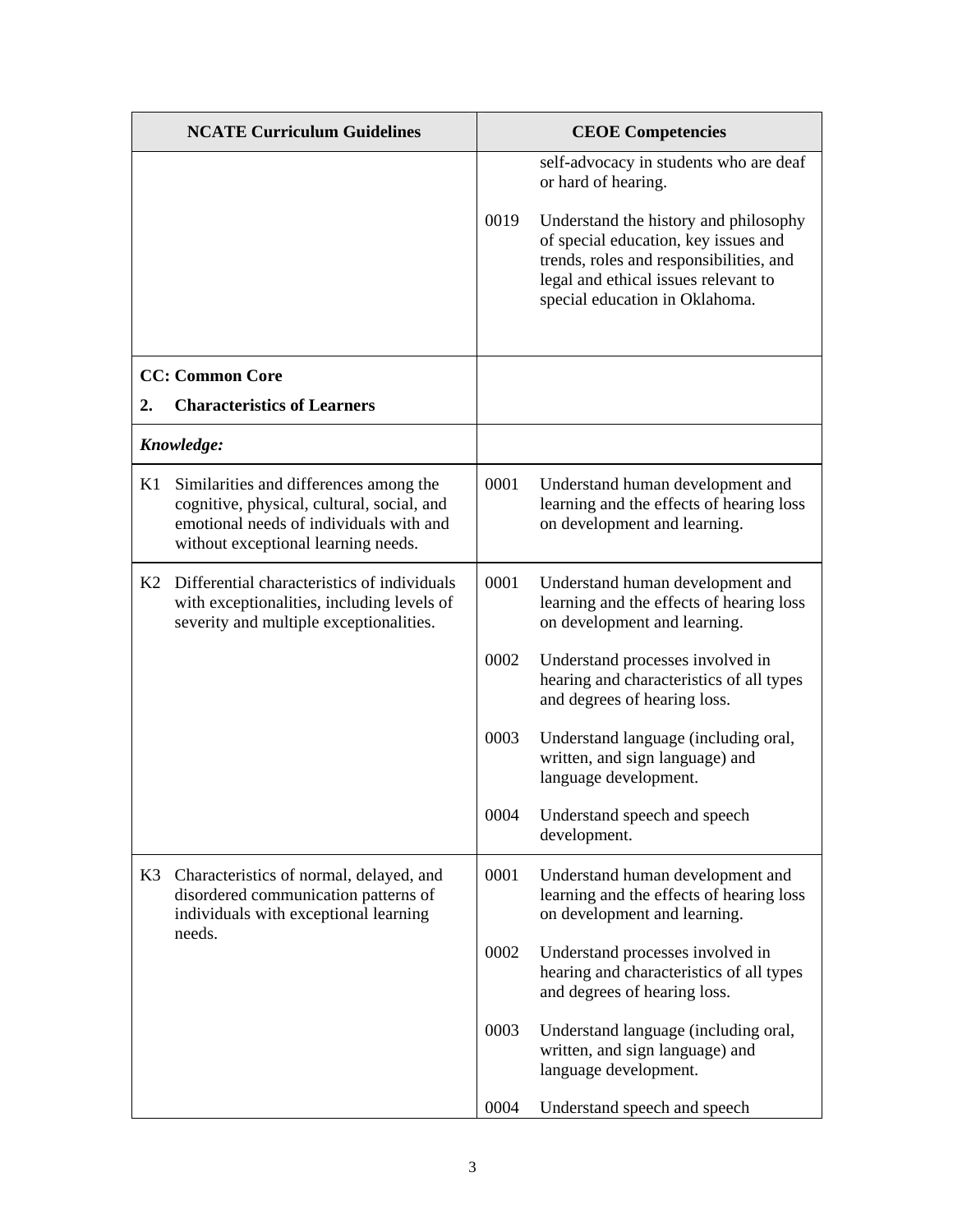| NCATE Curriculum Guidelines | CEOE Competencies |
| --- | --- |
| | self-advocacy in students who are deaf or hard of hearing.<br><br>0019 Understand the history and philosophy of special education, key issues and trends, roles and responsibilities, and legal and ethical issues relevant to special education in Oklahoma. |
| **CC: Common Core**<br>**2. Characteristics of Learners** | |
| ***Knowledge:*** | |
| K1 Similarities and differences among the cognitive, physical, cultural, social, and emotional needs of individuals with and without exceptional learning needs. | 0001 Understand human development and learning and the effects of hearing loss on development and learning. |
| K2 Differential characteristics of individuals with exceptionalities, including levels of severity and multiple exceptionalities. | 0001 Understand human development and learning and the effects of hearing loss on development and learning.<br><br>0002 Understand processes involved in hearing and characteristics of all types and degrees of hearing loss.<br><br>0003 Understand language (including oral, written, and sign language) and language development.<br><br>0004 Understand speech and speech development. |
| K3 Characteristics of normal, delayed, and disordered communication patterns of individuals with exceptional learning needs. | 0001 Understand human development and learning and the effects of hearing loss on development and learning.<br><br>0002 Understand processes involved in hearing and characteristics of all types and degrees of hearing loss.<br><br>0003 Understand language (including oral, written, and sign language) and language development.<br><br>0004 Understand speech and speech |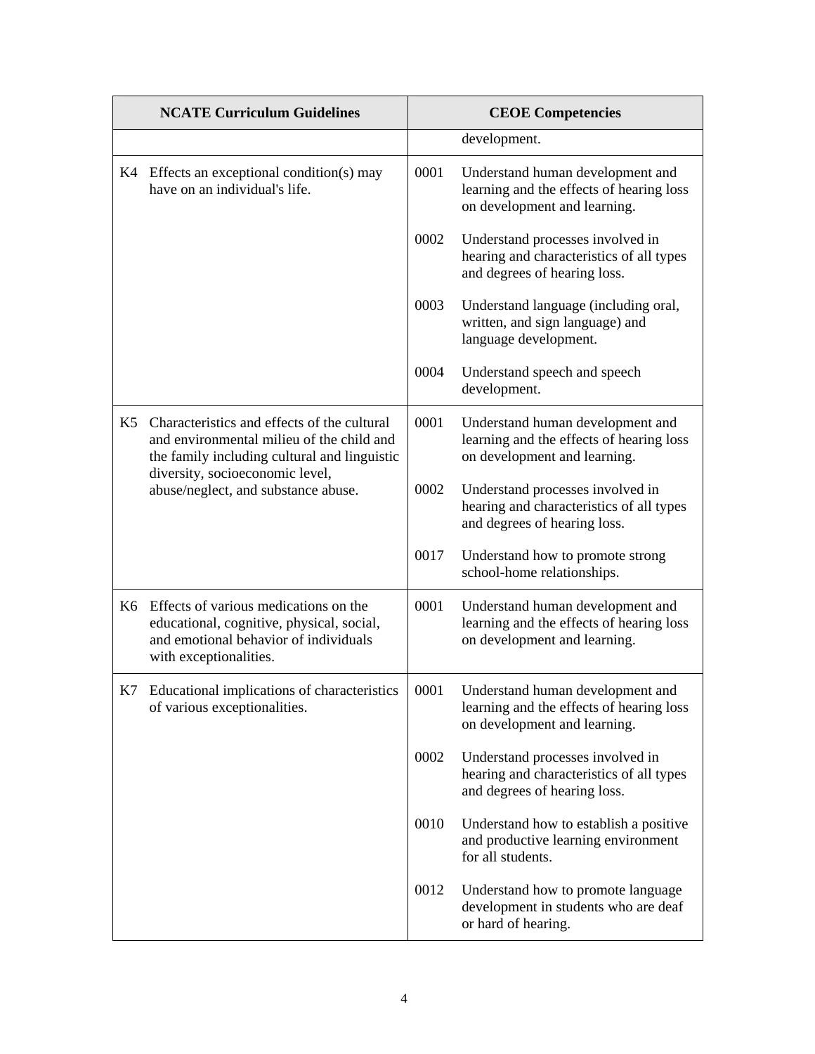| NCATE Curriculum Guidelines | CEOE Competencies |
|---|---|
| | development. |
| K4 Effects an exceptional condition(s) may have on an individual's life. | 0001 Understand human development and learning and the effects of hearing loss on development and learning.<br><br>0002 Understand processes involved in hearing and characteristics of all types and degrees of hearing loss.<br><br>0003 Understand language (including oral, written, and sign language) and language development.<br><br>0004 Understand speech and speech development. |
| K5 Characteristics and effects of the cultural and environmental milieu of the child and the family including cultural and linguistic diversity, socioeconomic level, abuse/neglect, and substance abuse. | 0001 Understand human development and learning and the effects of hearing loss on development and learning.<br><br>0002 Understand processes involved in hearing and characteristics of all types and degrees of hearing loss.<br><br>0017 Understand how to promote strong school-home relationships. |
| K6 Effects of various medications on the educational, cognitive, physical, social, and emotional behavior of individuals with exceptionalities. | 0001 Understand human development and learning and the effects of hearing loss on development and learning. |
| K7 Educational implications of characteristics of various exceptionalities. | 0001 Understand human development and learning and the effects of hearing loss on development and learning.<br><br>0002 Understand processes involved in hearing and characteristics of all types and degrees of hearing loss.<br><br>0010 Understand how to establish a positive and productive learning environment for all students.<br><br>0012 Understand how to promote language development in students who are deaf or hard of hearing. |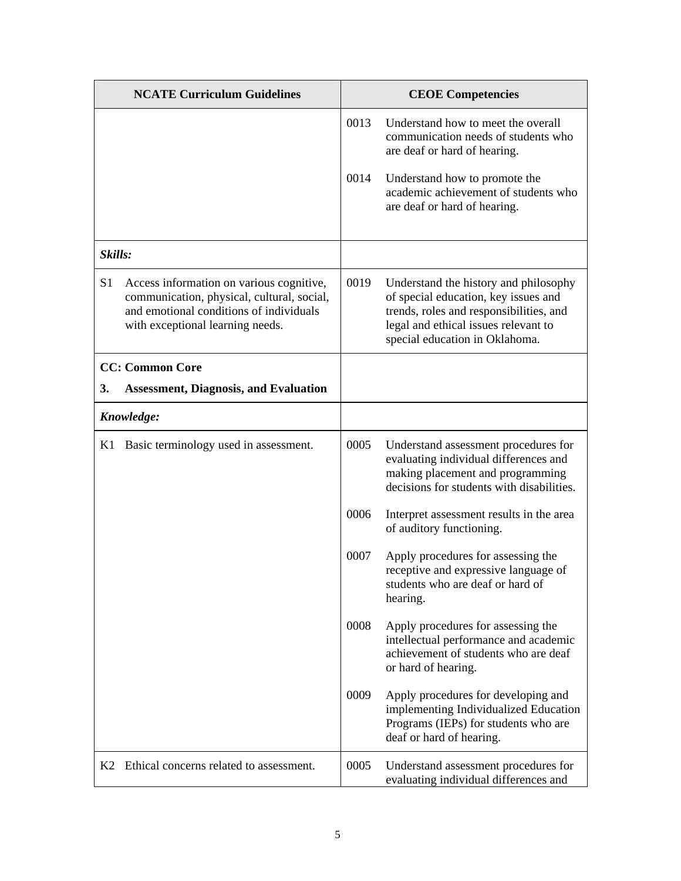| NCATE Curriculum Guidelines | CEOE Competencies |
|---|---|
| | 0013 Understand how to meet the overall communication needs of students who are deaf or hard of hearing.<br><br>0014 Understand how to promote the academic achievement of students who are deaf or hard of hearing. |
| ***Skills:*** | |
| S1 Access information on various cognitive, communication, physical, cultural, social, and emotional conditions of individuals with exceptional learning needs. | 0019 Understand the history and philosophy of special education, key issues and trends, roles and responsibilities, and legal and ethical issues relevant to special education in Oklahoma. |
| **CC: Common Core**<br><br>**3. Assessment, Diagnosis, and Evaluation** | |
| ***Knowledge:*** | |
| K1 Basic terminology used in assessment. | 0005 Understand assessment procedures for evaluating individual differences and making placement and programming decisions for students with disabilities.<br><br>0006 Interpret assessment results in the area of auditory functioning.<br><br>0007 Apply procedures for assessing the receptive and expressive language of students who are deaf or hard of hearing.<br><br>0008 Apply procedures for assessing the intellectual performance and academic achievement of students who are deaf or hard of hearing.<br><br>0009 Apply procedures for developing and implementing Individualized Education Programs (IEPs) for students who are deaf or hard of hearing. |
| K2 Ethical concerns related to assessment. | 0005 Understand assessment procedures for evaluating individual differences and |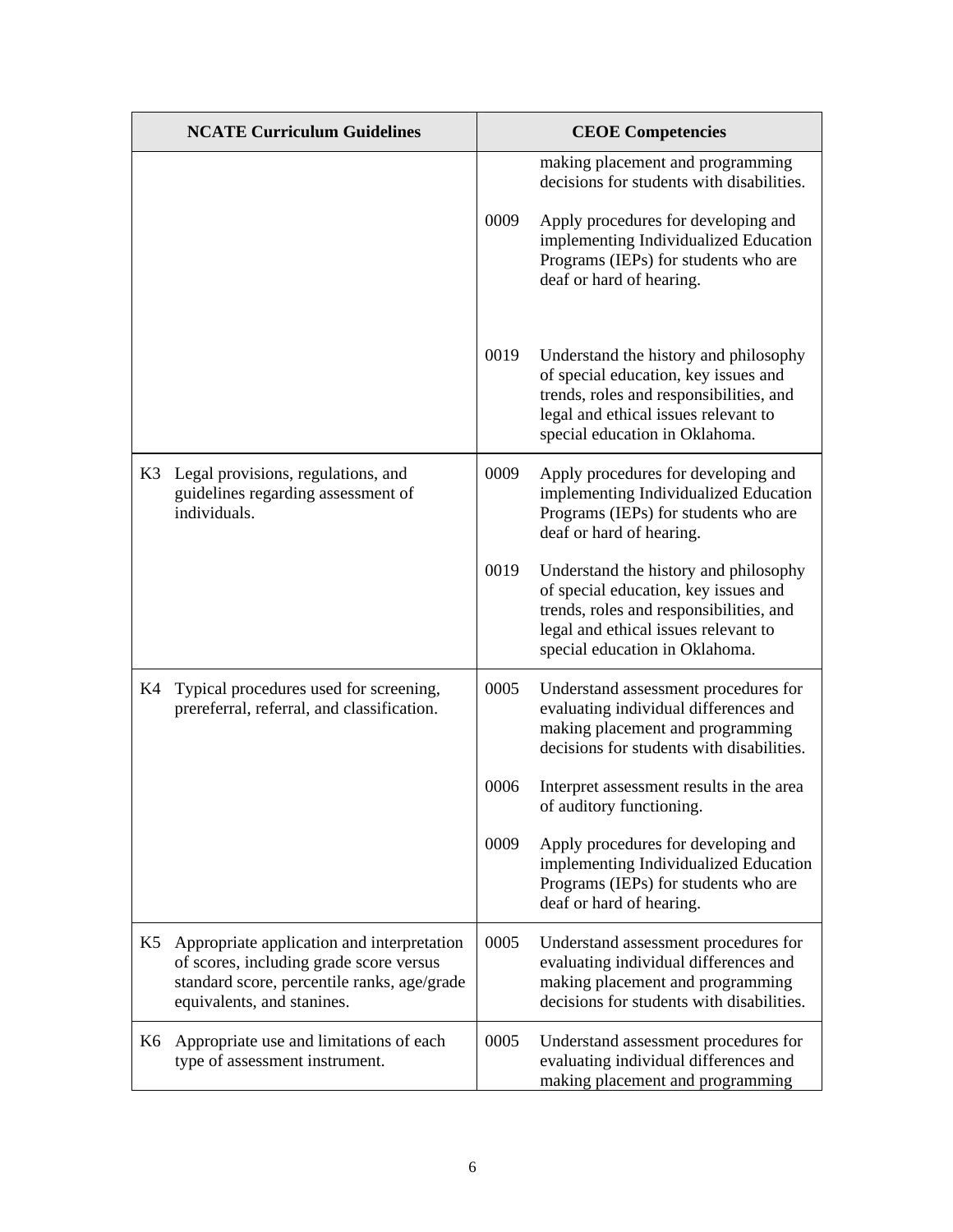| NCATE Curriculum Guidelines | CEOE Competencies |
|---|---|
| | making placement and programming decisions for students with disabilities.<br><br>0009 Apply procedures for developing and implementing Individualized Education Programs (IEPs) for students who are deaf or hard of hearing.<br><br>0019 Understand the history and philosophy of special education, key issues and trends, roles and responsibilities, and legal and ethical issues relevant to special education in Oklahoma. |
| K3 Legal provisions, regulations, and guidelines regarding assessment of individuals. | 0009 Apply procedures for developing and implementing Individualized Education Programs (IEPs) for students who are deaf or hard of hearing.<br><br>0019 Understand the history and philosophy of special education, key issues and trends, roles and responsibilities, and legal and ethical issues relevant to special education in Oklahoma. |
| K4 Typical procedures used for screening, prereferral, referral, and classification. | 0005 Understand assessment procedures for evaluating individual differences and making placement and programming decisions for students with disabilities.<br><br>0006 Interpret assessment results in the area of auditory functioning.<br><br>0009 Apply procedures for developing and implementing Individualized Education Programs (IEPs) for students who are deaf or hard of hearing. |
| K5 Appropriate application and interpretation of scores, including grade score versus standard score, percentile ranks, age/grade equivalents, and stanines. | 0005 Understand assessment procedures for evaluating individual differences and making placement and programming decisions for students with disabilities. |
| K6 Appropriate use and limitations of each type of assessment instrument. | 0005 Understand assessment procedures for evaluating individual differences and making placement and programming |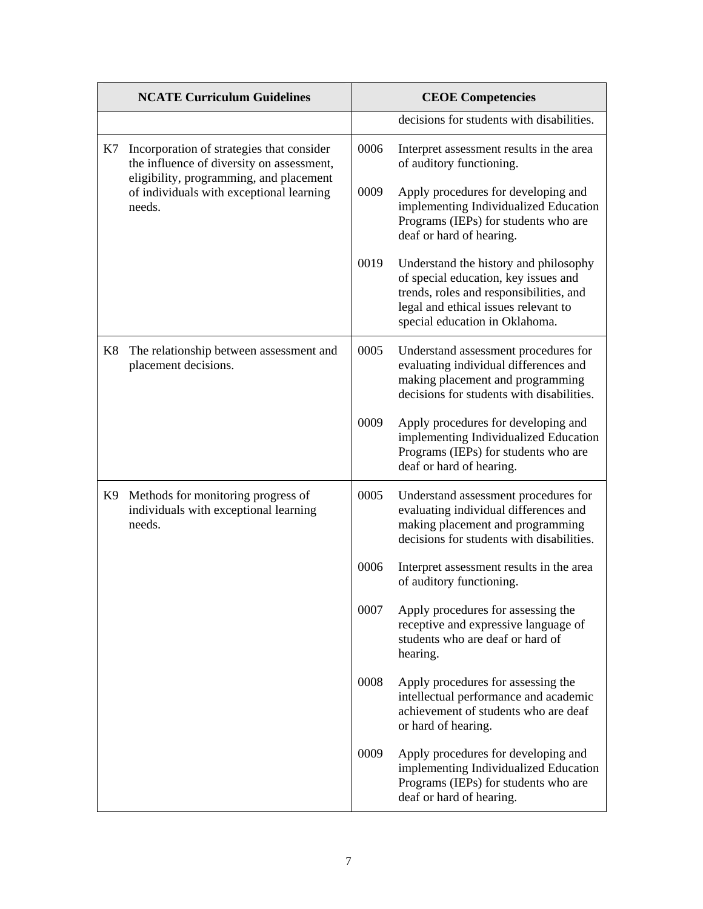| NCATE Curriculum Guidelines | CEOE Competencies |
| --- | --- |
| | decisions for students with disabilities. |
| K7 Incorporation of strategies that consider the influence of diversity on assessment, eligibility, programming, and placement of individuals with exceptional learning needs. | 0006 Interpret assessment results in the area of auditory functioning.<br><br>0009 Apply procedures for developing and implementing Individualized Education Programs (IEPs) for students who are deaf or hard of hearing.<br><br>0019 Understand the history and philosophy of special education, key issues and trends, roles and responsibilities, and legal and ethical issues relevant to special education in Oklahoma. |
| K8 The relationship between assessment and placement decisions. | 0005 Understand assessment procedures for evaluating individual differences and making placement and programming decisions for students with disabilities.<br><br>0009 Apply procedures for developing and implementing Individualized Education Programs (IEPs) for students who are deaf or hard of hearing. |
| K9 Methods for monitoring progress of individuals with exceptional learning needs. | 0005 Understand assessment procedures for evaluating individual differences and making placement and programming decisions for students with disabilities.<br><br>0006 Interpret assessment results in the area of auditory functioning.<br><br>0007 Apply procedures for assessing the receptive and expressive language of students who are deaf or hard of hearing.<br><br>0008 Apply procedures for assessing the intellectual performance and academic achievement of students who are deaf or hard of hearing.<br><br>0009 Apply procedures for developing and implementing Individualized Education Programs (IEPs) for students who are deaf or hard of hearing. |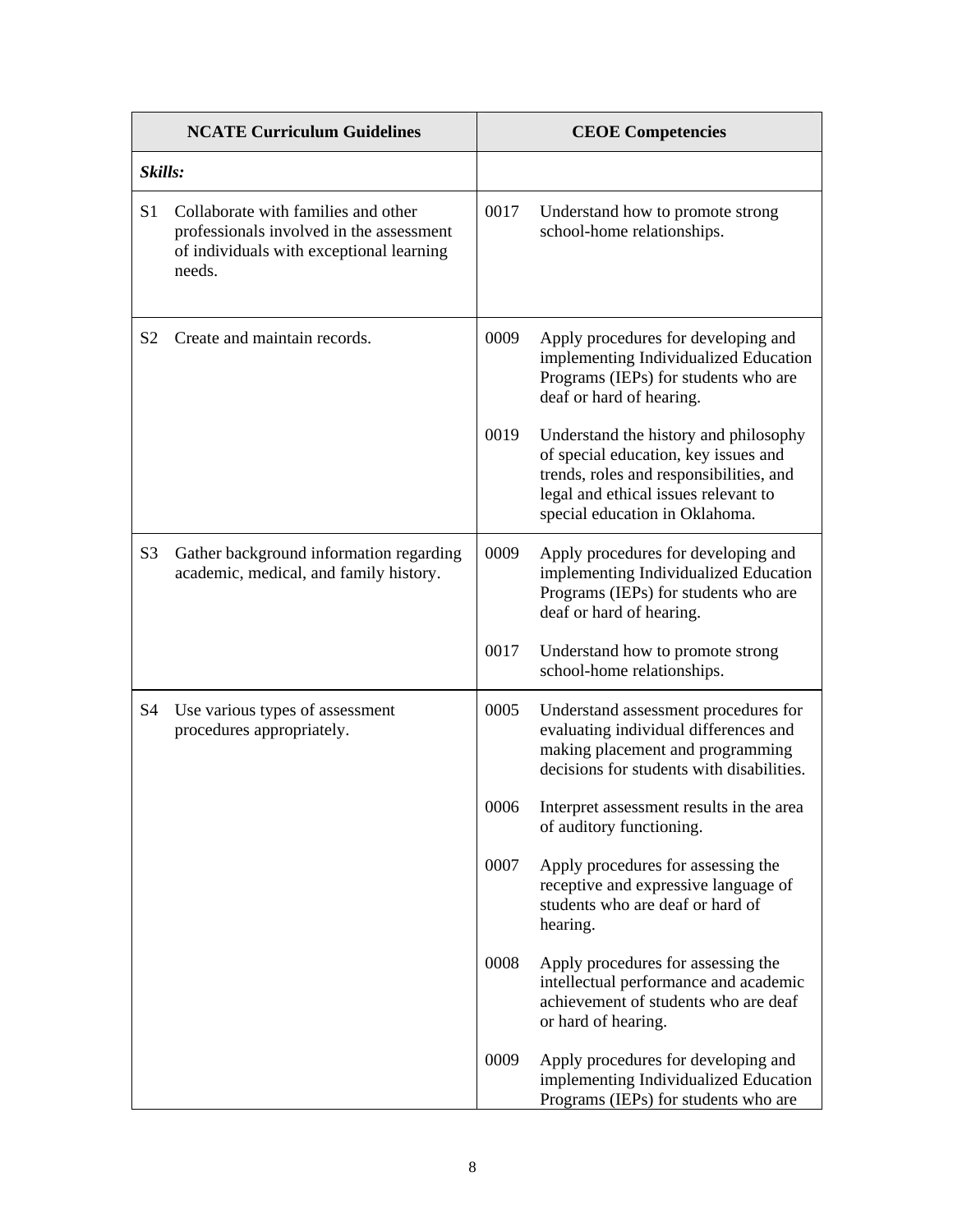| NCATE Curriculum Guidelines | CEOE Competencies |
|---|---|
| ***Skills:*** | |
| S1 Collaborate with families and other professionals involved in the assessment of individuals with exceptional learning needs. | 0017 Understand how to promote strong school-home relationships. |
| S2 Create and maintain records. | 0009 Apply procedures for developing and implementing Individualized Education Programs (IEPs) for students who are deaf or hard of hearing.<br><br>0019 Understand the history and philosophy of special education, key issues and trends, roles and responsibilities, and legal and ethical issues relevant to special education in Oklahoma. |
| S3 Gather background information regarding academic, medical, and family history. | 0009 Apply procedures for developing and implementing Individualized Education Programs (IEPs) for students who are deaf or hard of hearing.<br><br>0017 Understand how to promote strong school-home relationships. |
| S4 Use various types of assessment procedures appropriately. | 0005 Understand assessment procedures for evaluating individual differences and making placement and programming decisions for students with disabilities.<br><br>0006 Interpret assessment results in the area of auditory functioning.<br><br>0007 Apply procedures for assessing the receptive and expressive language of students who are deaf or hard of hearing.<br><br>0008 Apply procedures for assessing the intellectual performance and academic achievement of students who are deaf or hard of hearing.<br><br>0009 Apply procedures for developing and implementing Individualized Education Programs (IEPs) for students who are |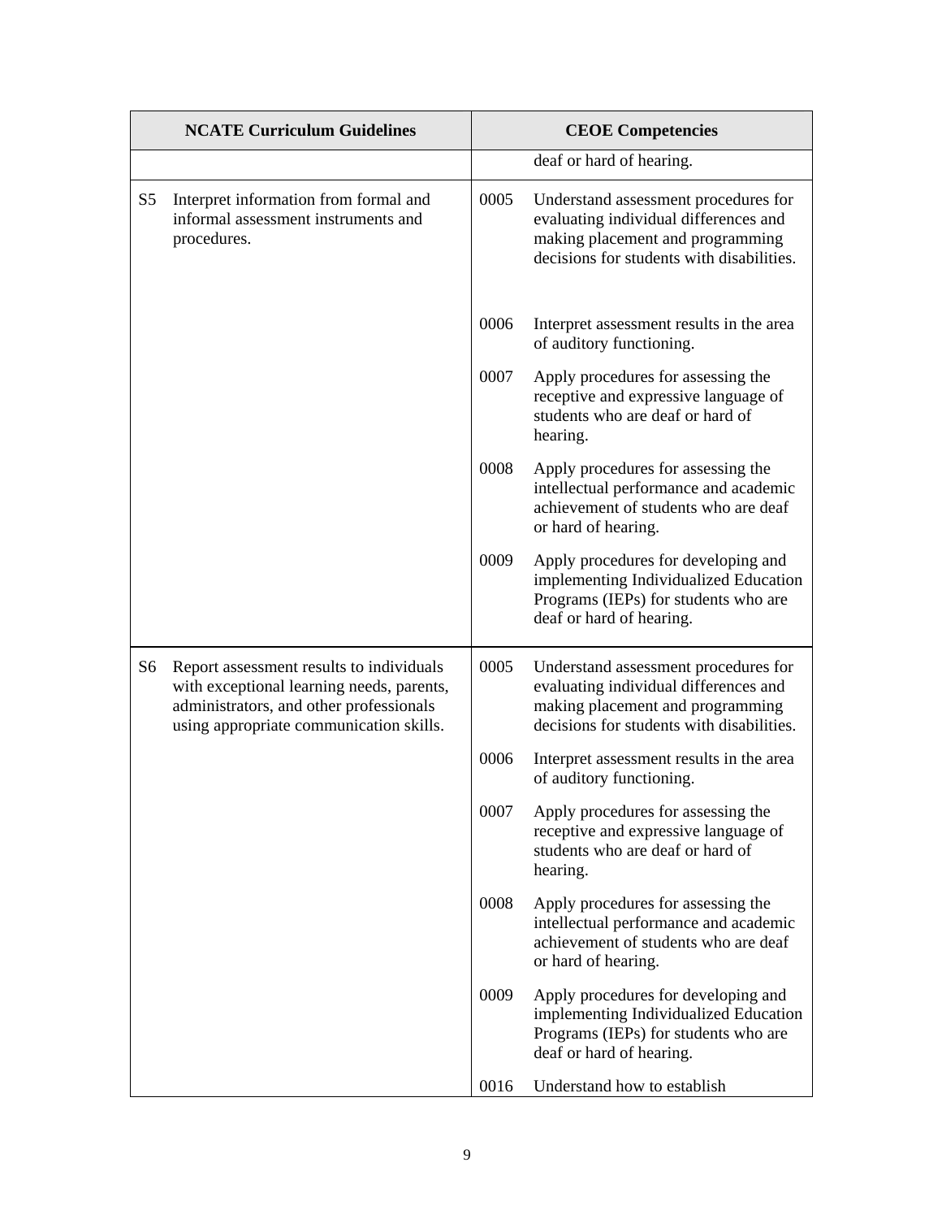| NCATE Curriculum Guidelines | CEOE Competencies |
|---|---|
| | deaf or hard of hearing. |
| S5 Interpret information from formal and informal assessment instruments and procedures. | 0005 Understand assessment procedures for evaluating individual differences and making placement and programming decisions for students with disabilities. |
| | 0006 Interpret assessment results in the area of auditory functioning. |
| | 0007 Apply procedures for assessing the receptive and expressive language of students who are deaf or hard of hearing. |
| | 0008 Apply procedures for assessing the intellectual performance and academic achievement of students who are deaf or hard of hearing. |
| | 0009 Apply procedures for developing and implementing Individualized Education Programs (IEPs) for students who are deaf or hard of hearing. |
| S6 Report assessment results to individuals with exceptional learning needs, parents, administrators, and other professionals using appropriate communication skills. | 0005 Understand assessment procedures for evaluating individual differences and making placement and programming decisions for students with disabilities. |
| | 0006 Interpret assessment results in the area of auditory functioning. |
| | 0007 Apply procedures for assessing the receptive and expressive language of students who are deaf or hard of hearing. |
| | 0008 Apply procedures for assessing the intellectual performance and academic achievement of students who are deaf or hard of hearing. |
| | 0009 Apply procedures for developing and implementing Individualized Education Programs (IEPs) for students who are deaf or hard of hearing. |
| | 0016 Understand how to establish |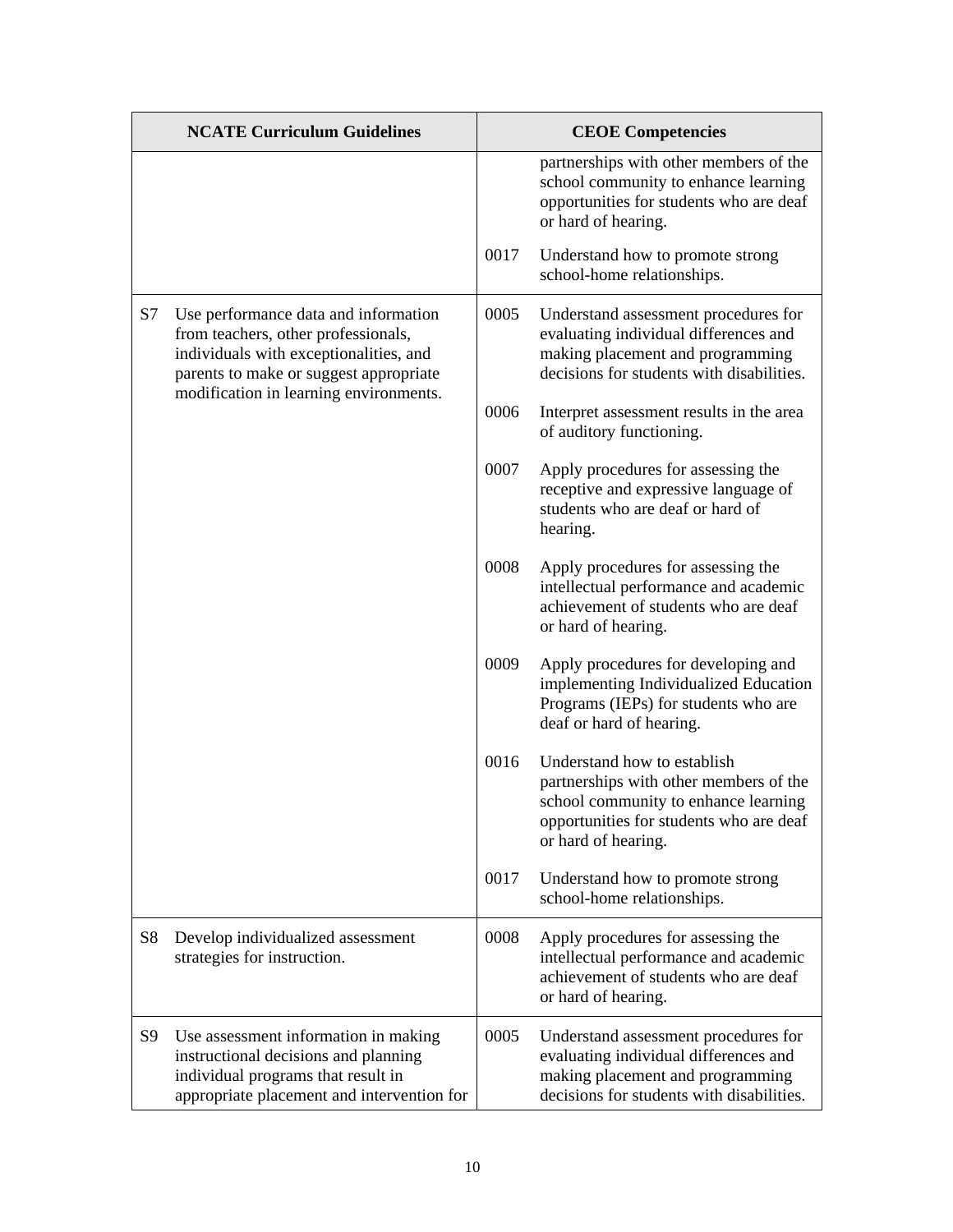| NCATE Curriculum Guidelines | CEOE Competencies |
|---|---|
| | partnerships with other members of the school community to enhance learning opportunities for students who are deaf or hard of hearing.<br><br>0017 Understand how to promote strong school-home relationships. |
| S7 Use performance data and information from teachers, other professionals, individuals with exceptionalities, and parents to make or suggest appropriate modification in learning environments. | 0005 Understand assessment procedures for evaluating individual differences and making placement and programming decisions for students with disabilities.<br><br>0006 Interpret assessment results in the area of auditory functioning.<br><br>0007 Apply procedures for assessing the receptive and expressive language of students who are deaf or hard of hearing.<br><br>0008 Apply procedures for assessing the intellectual performance and academic achievement of students who are deaf or hard of hearing.<br><br>0009 Apply procedures for developing and implementing Individualized Education Programs (IEPs) for students who are deaf or hard of hearing.<br><br>0016 Understand how to establish partnerships with other members of the school community to enhance learning opportunities for students who are deaf or hard of hearing.<br><br>0017 Understand how to promote strong school-home relationships. |
| S8 Develop individualized assessment strategies for instruction. | 0008 Apply procedures for assessing the intellectual performance and academic achievement of students who are deaf or hard of hearing. |
| S9 Use assessment information in making instructional decisions and planning individual programs that result in appropriate placement and intervention for | 0005 Understand assessment procedures for evaluating individual differences and making placement and programming decisions for students with disabilities. |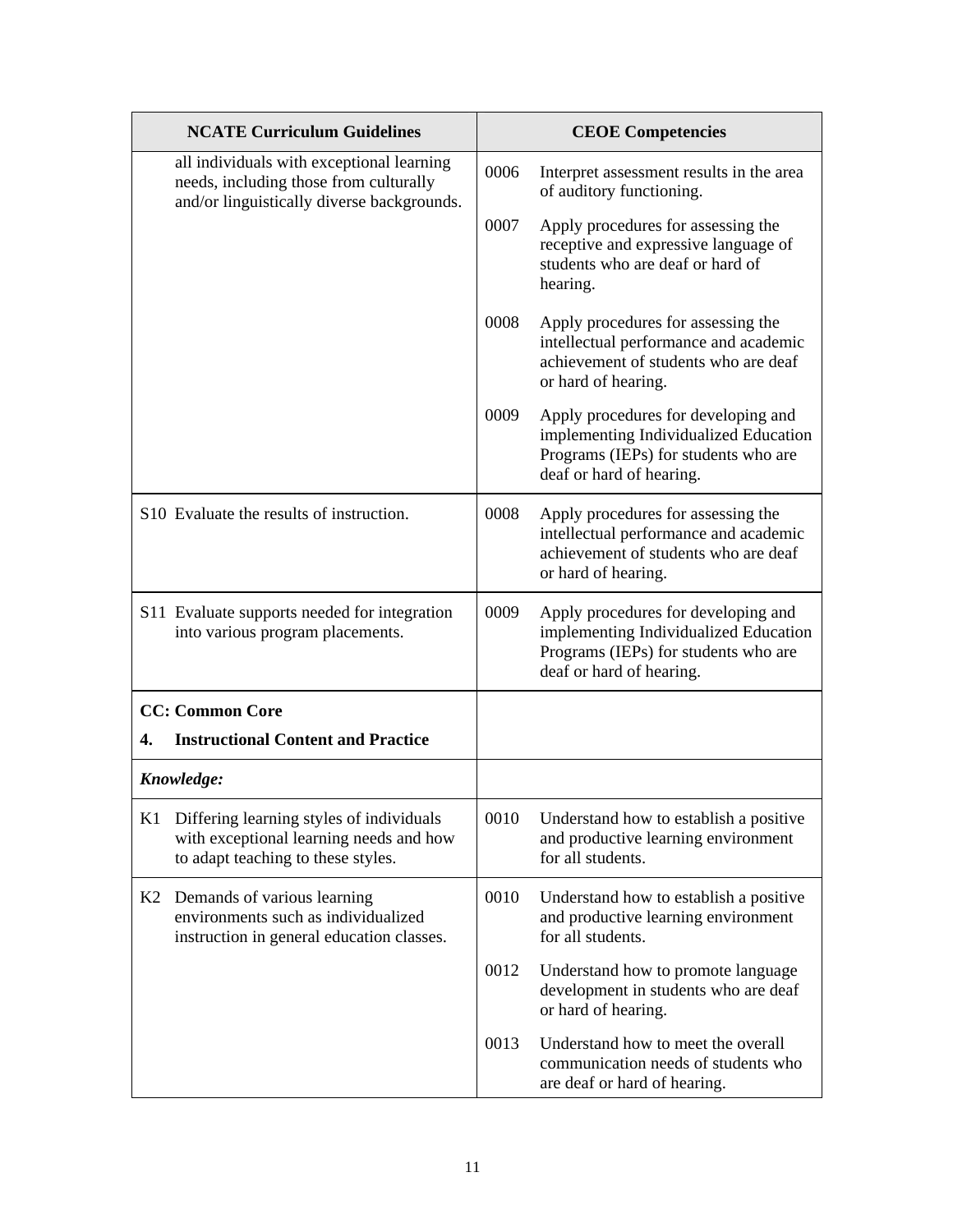| NCATE Curriculum Guidelines | CEOE Competencies |
|---|---|
| all individuals with exceptional learning needs, including those from culturally and/or linguistically diverse backgrounds. | 0006 Interpret assessment results in the area of auditory functioning.<br><br>0007 Apply procedures for assessing the receptive and expressive language of students who are deaf or hard of hearing.<br><br>0008 Apply procedures for assessing the intellectual performance and academic achievement of students who are deaf or hard of hearing.<br><br>0009 Apply procedures for developing and implementing Individualized Education Programs (IEPs) for students who are deaf or hard of hearing. |
| S10 Evaluate the results of instruction. | 0008 Apply procedures for assessing the intellectual performance and academic achievement of students who are deaf or hard of hearing. |
| S11 Evaluate supports needed for integration into various program placements. | 0009 Apply procedures for developing and implementing Individualized Education Programs (IEPs) for students who are deaf or hard of hearing. |
| **CC: Common Core**<br>**4. Instructional Content and Practice** | |
| ***Knowledge:*** | |
| K1 Differing learning styles of individuals with exceptional learning needs and how to adapt teaching to these styles. | 0010 Understand how to establish a positive and productive learning environment for all students. |
| K2 Demands of various learning environments such as individualized instruction in general education classes. | 0010 Understand how to establish a positive and productive learning environment for all students.<br><br>0012 Understand how to promote language development in students who are deaf or hard of hearing.<br><br>0013 Understand how to meet the overall communication needs of students who are deaf or hard of hearing. |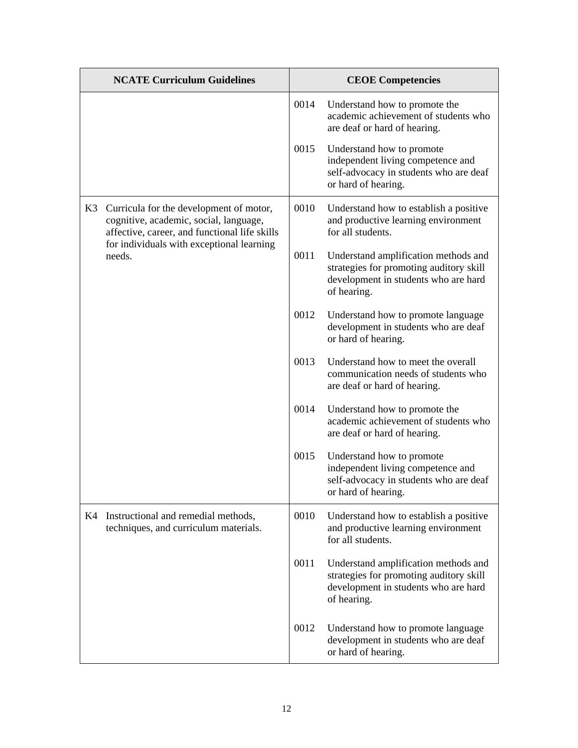| NCATE Curriculum Guidelines | CEOE Competencies |
| --- | --- |
| | 0014 Understand how to promote the academic achievement of students who are deaf or hard of hearing.<br><br>0015 Understand how to promote independent living competence and self-advocacy in students who are deaf or hard of hearing. |
| K3 Curricula for the development of motor, cognitive, academic, social, language, affective, career, and functional life skills for individuals with exceptional learning needs. | 0010 Understand how to establish a positive and productive learning environment for all students.<br><br>0011 Understand amplification methods and strategies for promoting auditory skill development in students who are hard of hearing.<br><br>0012 Understand how to promote language development in students who are deaf or hard of hearing.<br><br>0013 Understand how to meet the overall communication needs of students who are deaf or hard of hearing.<br><br>0014 Understand how to promote the academic achievement of students who are deaf or hard of hearing.<br><br>0015 Understand how to promote independent living competence and self-advocacy in students who are deaf or hard of hearing. |
| K4 Instructional and remedial methods, techniques, and curriculum materials. | 0010 Understand how to establish a positive and productive learning environment for all students.<br><br>0011 Understand amplification methods and strategies for promoting auditory skill development in students who are hard of hearing.<br><br>0012 Understand how to promote language development in students who are deaf or hard of hearing. |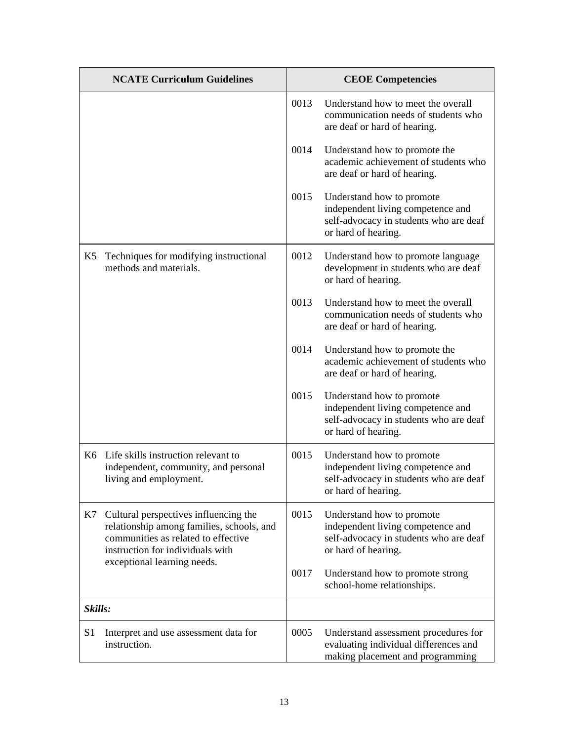| NCATE Curriculum Guidelines | CEOE Competencies |
| --- | --- |
| | 0013 Understand how to meet the overall communication needs of students who are deaf or hard of hearing.<br><br>0014 Understand how to promote the academic achievement of students who are deaf or hard of hearing.<br><br>0015 Understand how to promote independent living competence and self-advocacy in students who are deaf or hard of hearing. |
| K5 Techniques for modifying instructional methods and materials. | 0012 Understand how to promote language development in students who are deaf or hard of hearing.<br><br>0013 Understand how to meet the overall communication needs of students who are deaf or hard of hearing.<br><br>0014 Understand how to promote the academic achievement of students who are deaf or hard of hearing.<br><br>0015 Understand how to promote independent living competence and self-advocacy in students who are deaf or hard of hearing. |
| K6 Life skills instruction relevant to independent, community, and personal living and employment. | 0015 Understand how to promote independent living competence and self-advocacy in students who are deaf or hard of hearing. |
| K7 Cultural perspectives influencing the relationship among families, schools, and communities as related to effective instruction for individuals with exceptional learning needs. | 0015 Understand how to promote independent living competence and self-advocacy in students who are deaf or hard of hearing.<br><br>0017 Understand how to promote strong school-home relationships. |
| ***Skills:*** | |
| S1 Interpret and use assessment data for instruction. | 0005 Understand assessment procedures for evaluating individual differences and making placement and programming |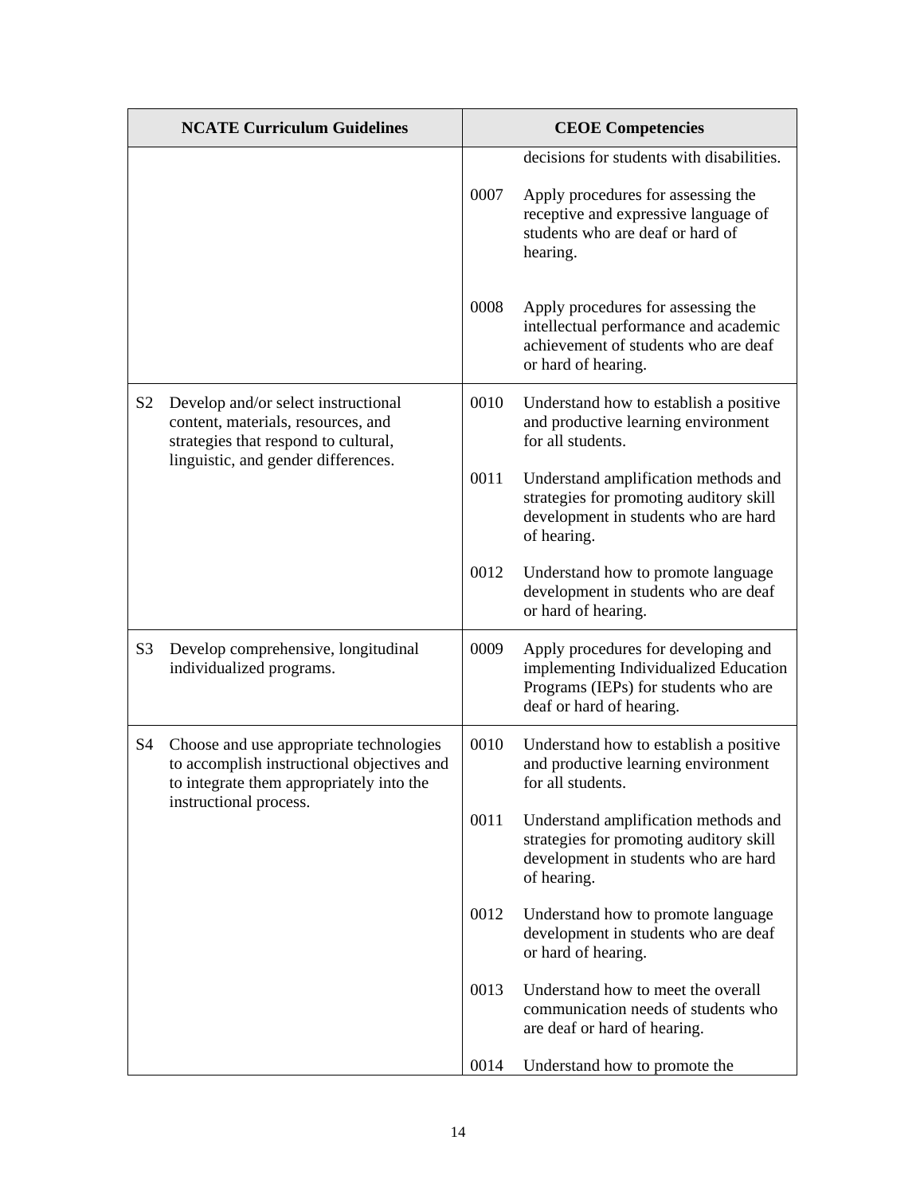| NCATE Curriculum Guidelines | CEOE Competencies |
|---|---|
| | decisions for students with disabilities.<br><br>0007 Apply procedures for assessing the receptive and expressive language of students who are deaf or hard of hearing.<br><br>0008 Apply procedures for assessing the intellectual performance and academic achievement of students who are deaf or hard of hearing. |
| S2 Develop and/or select instructional content, materials, resources, and strategies that respond to cultural, linguistic, and gender differences. | 0010 Understand how to establish a positive and productive learning environment for all students.<br><br>0011 Understand amplification methods and strategies for promoting auditory skill development in students who are hard of hearing.<br><br>0012 Understand how to promote language development in students who are deaf or hard of hearing. |
| S3 Develop comprehensive, longitudinal individualized programs. | 0009 Apply procedures for developing and implementing Individualized Education Programs (IEPs) for students who are deaf or hard of hearing. |
| S4 Choose and use appropriate technologies to accomplish instructional objectives and to integrate them appropriately into the instructional process. | 0010 Understand how to establish a positive and productive learning environment for all students.<br><br>0011 Understand amplification methods and strategies for promoting auditory skill development in students who are hard of hearing.<br><br>0012 Understand how to promote language development in students who are deaf or hard of hearing.<br><br>0013 Understand how to meet the overall communication needs of students who are deaf or hard of hearing.<br><br>0014 Understand how to promote the |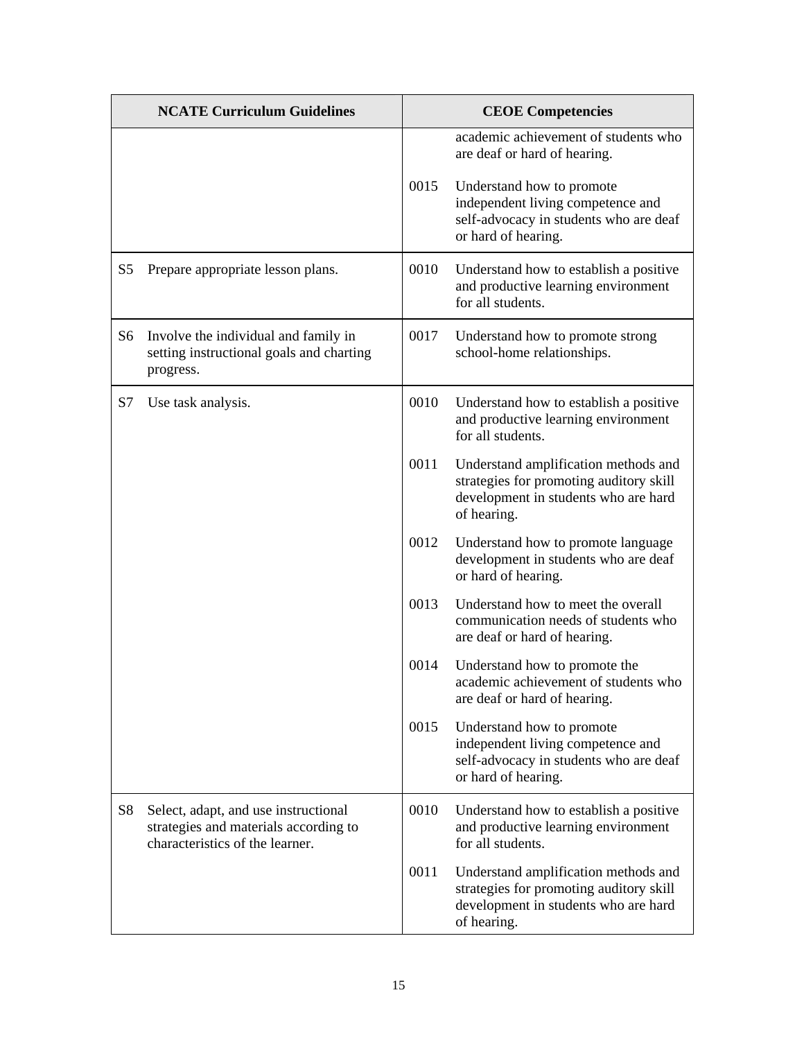| NCATE Curriculum Guidelines | CEOE Competencies |
|---|---|
| | academic achievement of students who are deaf or hard of hearing. |
| | 0015 Understand how to promote independent living competence and self-advocacy in students who are deaf or hard of hearing. |
| S5 Prepare appropriate lesson plans. | 0010 Understand how to establish a positive and productive learning environment for all students. |
| S6 Involve the individual and family in setting instructional goals and charting progress. | 0017 Understand how to promote strong school-home relationships. |
| S7 Use task analysis. | 0010 Understand how to establish a positive and productive learning environment for all students. |
| | 0011 Understand amplification methods and strategies for promoting auditory skill development in students who are hard of hearing. |
| | 0012 Understand how to promote language development in students who are deaf or hard of hearing. |
| | 0013 Understand how to meet the overall communication needs of students who are deaf or hard of hearing. |
| | 0014 Understand how to promote the academic achievement of students who are deaf or hard of hearing. |
| | 0015 Understand how to promote independent living competence and self-advocacy in students who are deaf or hard of hearing. |
| S8 Select, adapt, and use instructional strategies and materials according to characteristics of the learner. | 0010 Understand how to establish a positive and productive learning environment for all students. |
| | 0011 Understand amplification methods and strategies for promoting auditory skill development in students who are hard of hearing. |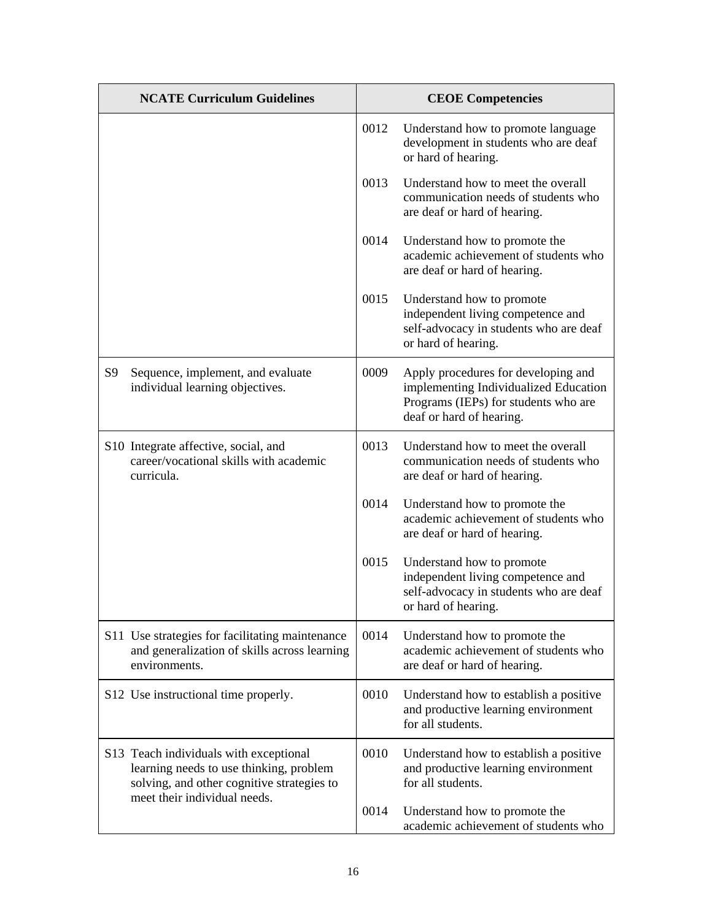| NCATE Curriculum Guidelines | CEOE Competencies |
| --- | --- |
| | 0012 Understand how to promote language development in students who are deaf or hard of hearing.<br><br>0013 Understand how to meet the overall communication needs of students who are deaf or hard of hearing.<br><br>0014 Understand how to promote the academic achievement of students who are deaf or hard of hearing.<br><br>0015 Understand how to promote independent living competence and self-advocacy in students who are deaf or hard of hearing. |
| S9 Sequence, implement, and evaluate individual learning objectives. | 0009 Apply procedures for developing and implementing Individualized Education Programs (IEPs) for students who are deaf or hard of hearing. |
| S10 Integrate affective, social, and career/vocational skills with academic curricula. | 0013 Understand how to meet the overall communication needs of students who are deaf or hard of hearing.<br><br>0014 Understand how to promote the academic achievement of students who are deaf or hard of hearing.<br><br>0015 Understand how to promote independent living competence and self-advocacy in students who are deaf or hard of hearing. |
| S11 Use strategies for facilitating maintenance and generalization of skills across learning environments. | 0014 Understand how to promote the academic achievement of students who are deaf or hard of hearing. |
| S12 Use instructional time properly. | 0010 Understand how to establish a positive and productive learning environment for all students. |
| S13 Teach individuals with exceptional learning needs to use thinking, problem solving, and other cognitive strategies to meet their individual needs. | 0010 Understand how to establish a positive and productive learning environment for all students.<br><br>0014 Understand how to promote the academic achievement of students who |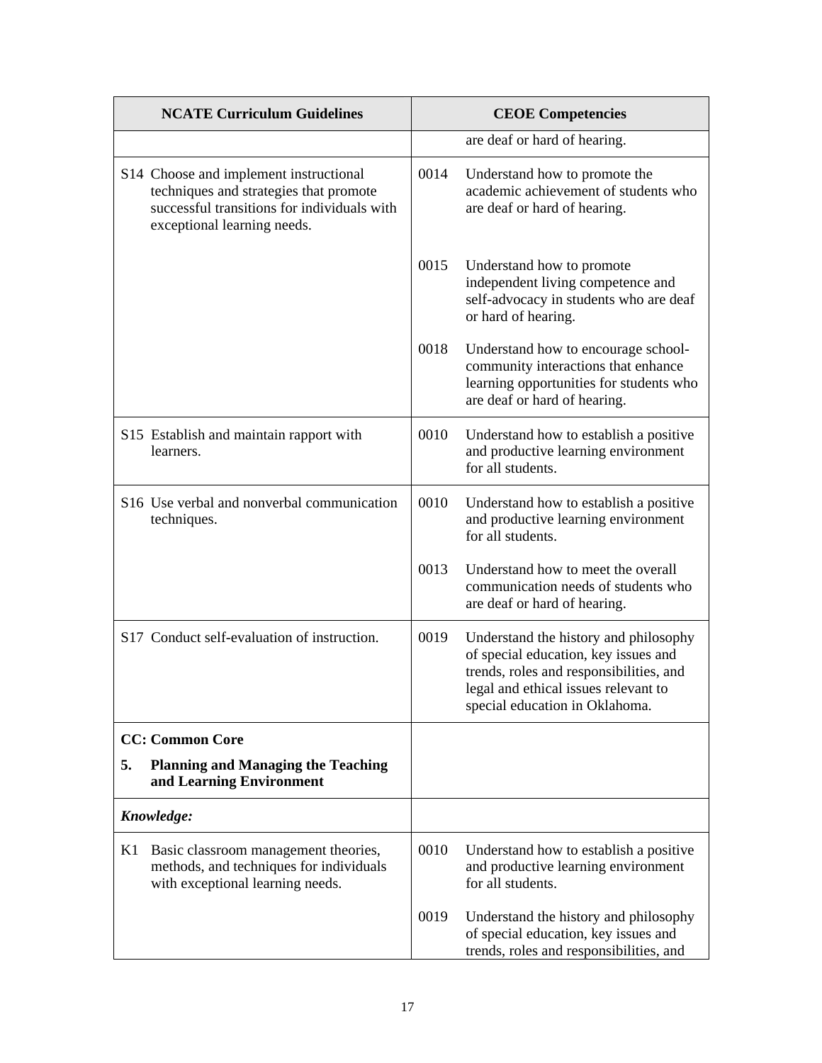| NCATE Curriculum Guidelines | CEOE Competencies |
|---|---|
| | are deaf or hard of hearing. |
| S14 Choose and implement instructional techniques and strategies that promote successful transitions for individuals with exceptional learning needs. | 0014 Understand how to promote the academic achievement of students who are deaf or hard of hearing.<br><br>0015 Understand how to promote independent living competence and self-advocacy in students who are deaf or hard of hearing.<br><br>0018 Understand how to encourage school-community interactions that enhance learning opportunities for students who are deaf or hard of hearing. |
| S15 Establish and maintain rapport with learners. | 0010 Understand how to establish a positive and productive learning environment for all students. |
| S16 Use verbal and nonverbal communication techniques. | 0010 Understand how to establish a positive and productive learning environment for all students.<br><br>0013 Understand how to meet the overall communication needs of students who are deaf or hard of hearing. |
| S17 Conduct self-evaluation of instruction. | 0019 Understand the history and philosophy of special education, key issues and trends, roles and responsibilities, and legal and ethical issues relevant to special education in Oklahoma. |
| **CC: Common Core**<br><br>**5. Planning and Managing the Teaching and Learning Environment** | |
| ***Knowledge:*** | |
| K1 Basic classroom management theories, methods, and techniques for individuals with exceptional learning needs. | 0010 Understand how to establish a positive and productive learning environment for all students.<br><br>0019 Understand the history and philosophy of special education, key issues and trends, roles and responsibilities, and |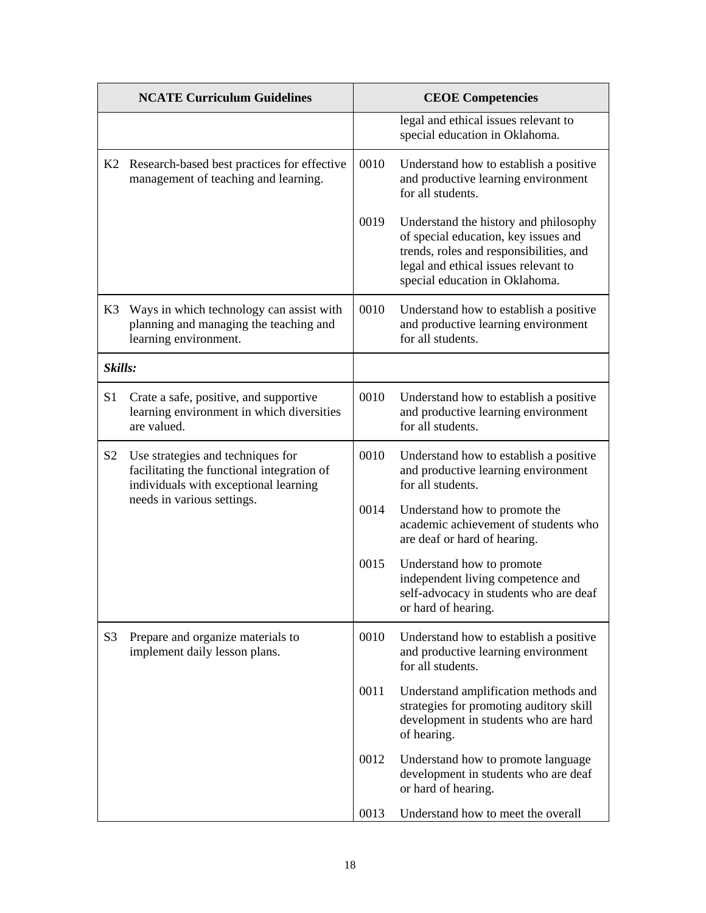| NCATE Curriculum Guidelines | CEOE Competencies |
|---|---|
| | legal and ethical issues relevant to special education in Oklahoma. |
| K2 Research-based best practices for effective management of teaching and learning. | 0010 Understand how to establish a positive and productive learning environment for all students.<br><br>0019 Understand the history and philosophy of special education, key issues and trends, roles and responsibilities, and legal and ethical issues relevant to special education in Oklahoma. |
| K3 Ways in which technology can assist with planning and managing the teaching and learning environment. | 0010 Understand how to establish a positive and productive learning environment for all students. |
| ***Skills:*** | |
| S1 Crate a safe, positive, and supportive learning environment in which diversities are valued. | 0010 Understand how to establish a positive and productive learning environment for all students. |
| S2 Use strategies and techniques for facilitating the functional integration of individuals with exceptional learning needs in various settings. | 0010 Understand how to establish a positive and productive learning environment for all students.<br><br>0014 Understand how to promote the academic achievement of students who are deaf or hard of hearing.<br><br>0015 Understand how to promote independent living competence and self-advocacy in students who are deaf or hard of hearing. |
| S3 Prepare and organize materials to implement daily lesson plans. | 0010 Understand how to establish a positive and productive learning environment for all students.<br><br>0011 Understand amplification methods and strategies for promoting auditory skill development in students who are hard of hearing.<br><br>0012 Understand how to promote language development in students who are deaf or hard of hearing.<br><br>0013 Understand how to meet the overall |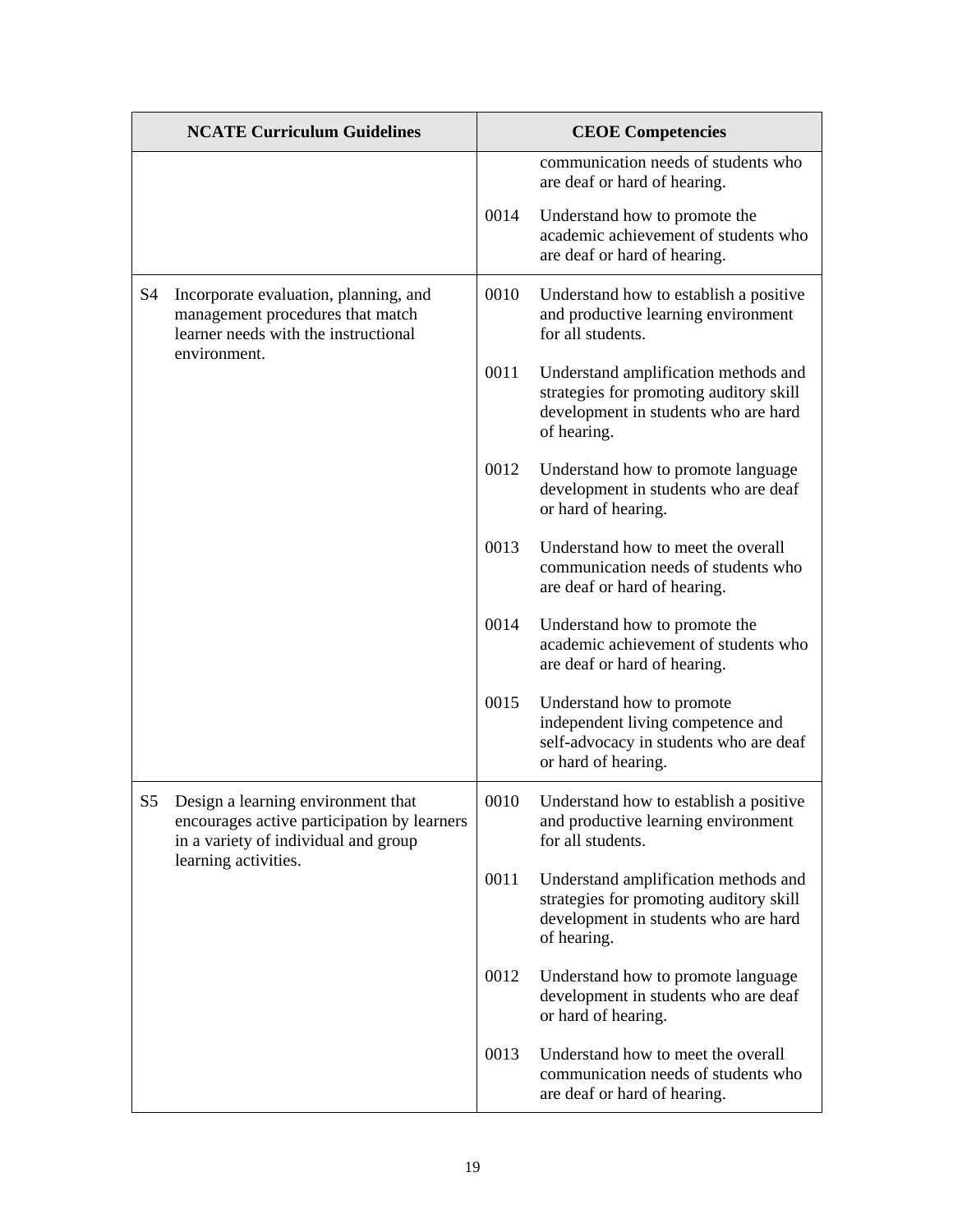| NCATE Curriculum Guidelines | CEOE Competencies |
|---|---|
| | communication needs of students who are deaf or hard of hearing.<br><br>0014 Understand how to promote the academic achievement of students who are deaf or hard of hearing. |
| S4 Incorporate evaluation, planning, and management procedures that match learner needs with the instructional environment. | 0010 Understand how to establish a positive and productive learning environment for all students.<br><br>0011 Understand amplification methods and strategies for promoting auditory skill development in students who are hard of hearing.<br><br>0012 Understand how to promote language development in students who are deaf or hard of hearing.<br><br>0013 Understand how to meet the overall communication needs of students who are deaf or hard of hearing.<br><br>0014 Understand how to promote the academic achievement of students who are deaf or hard of hearing.<br><br>0015 Understand how to promote independent living competence and self-advocacy in students who are deaf or hard of hearing. |
| S5 Design a learning environment that encourages active participation by learners in a variety of individual and group learning activities. | 0010 Understand how to establish a positive and productive learning environment for all students.<br><br>0011 Understand amplification methods and strategies for promoting auditory skill development in students who are hard of hearing.<br><br>0012 Understand how to promote language development in students who are deaf or hard of hearing.<br><br>0013 Understand how to meet the overall communication needs of students who are deaf or hard of hearing. |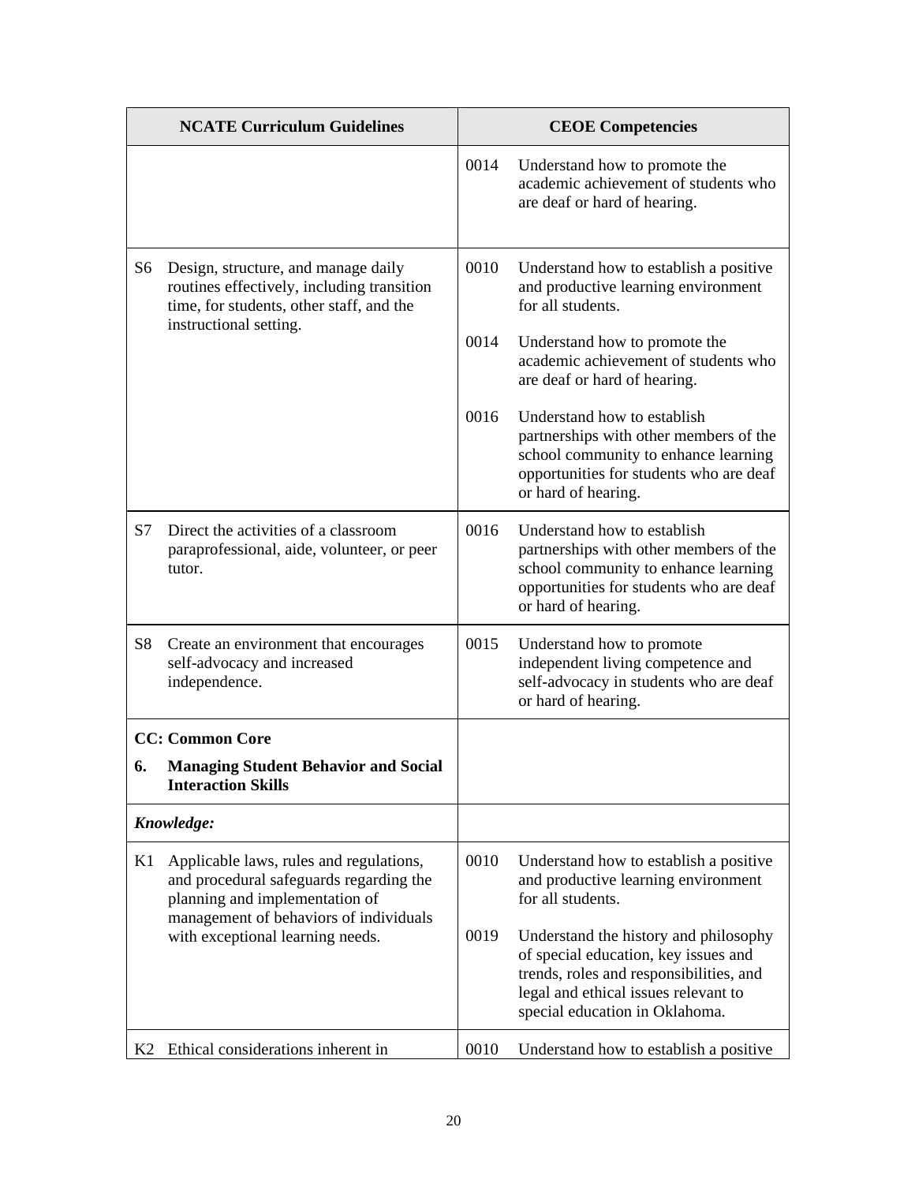| NCATE Curriculum Guidelines | CEOE Competencies |
|---|---|
| | 0014 Understand how to promote the academic achievement of students who are deaf or hard of hearing. |
| S6 Design, structure, and manage daily routines effectively, including transition time, for students, other staff, and the instructional setting. | 0010 Understand how to establish a positive and productive learning environment for all students.<br><br>0014 Understand how to promote the academic achievement of students who are deaf or hard of hearing.<br><br>0016 Understand how to establish partnerships with other members of the school community to enhance learning opportunities for students who are deaf or hard of hearing. |
| S7 Direct the activities of a classroom paraprofessional, aide, volunteer, or peer tutor. | 0016 Understand how to establish partnerships with other members of the school community to enhance learning opportunities for students who are deaf or hard of hearing. |
| S8 Create an environment that encourages self-advocacy and increased independence. | 0015 Understand how to promote independent living competence and self-advocacy in students who are deaf or hard of hearing. |
| **CC: Common Core**<br><br>**6. Managing Student Behavior and Social Interaction Skills** | |
| ***Knowledge:*** | |
| K1 Applicable laws, rules and regulations, and procedural safeguards regarding the planning and implementation of management of behaviors of individuals with exceptional learning needs. | 0010 Understand how to establish a positive and productive learning environment for all students.<br><br>0019 Understand the history and philosophy of special education, key issues and trends, roles and responsibilities, and legal and ethical issues relevant to special education in Oklahoma. |
| K2 Ethical considerations inherent in | 0010 Understand how to establish a positive |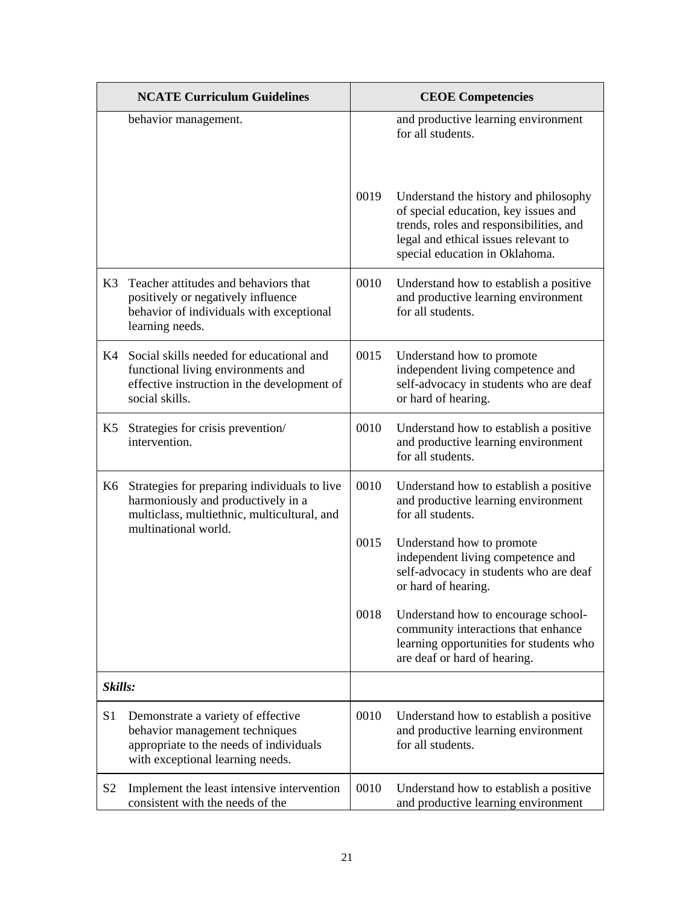| NCATE Curriculum Guidelines | CEOE Competencies |
|---|---|
| behavior management. | and productive learning environment for all students.<br><br>0019 Understand the history and philosophy of special education, key issues and trends, roles and responsibilities, and legal and ethical issues relevant to special education in Oklahoma. |
| K3 Teacher attitudes and behaviors that positively or negatively influence behavior of individuals with exceptional learning needs. | 0010 Understand how to establish a positive and productive learning environment for all students. |
| K4 Social skills needed for educational and functional living environments and effective instruction in the development of social skills. | 0015 Understand how to promote independent living competence and self-advocacy in students who are deaf or hard of hearing. |
| K5 Strategies for crisis prevention/ intervention. | 0010 Understand how to establish a positive and productive learning environment for all students. |
| K6 Strategies for preparing individuals to live harmoniously and productively in a multiclass, multiethnic, multicultural, and multinational world. | 0010 Understand how to establish a positive and productive learning environment for all students.<br><br>0015 Understand how to promote independent living competence and self-advocacy in students who are deaf or hard of hearing.<br><br>0018 Understand how to encourage school-community interactions that enhance learning opportunities for students who are deaf or hard of hearing. |
| ***Skills:*** | |
| S1 Demonstrate a variety of effective behavior management techniques appropriate to the needs of individuals with exceptional learning needs. | 0010 Understand how to establish a positive and productive learning environment for all students. |
| S2 Implement the least intensive intervention consistent with the needs of the | 0010 Understand how to establish a positive and productive learning environment |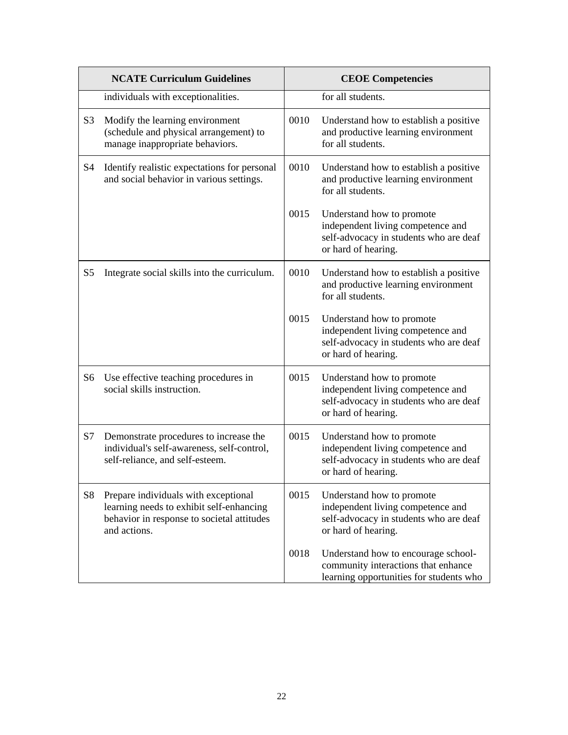| | NCATE Curriculum Guidelines | | CEOE Competencies |
|---|---|---|---|
| | individuals with exceptionalities. | | for all students. |
| S3 | Modify the learning environment (schedule and physical arrangement) to manage inappropriate behaviors. | 0010 | Understand how to establish a positive and productive learning environment for all students. |
| S4 | Identify realistic expectations for personal and social behavior in various settings. | 0010 | Understand how to establish a positive and productive learning environment for all students. |
| | | 0015 | Understand how to promote independent living competence and self-advocacy in students who are deaf or hard of hearing. |
| S5 | Integrate social skills into the curriculum. | 0010 | Understand how to establish a positive and productive learning environment for all students. |
| | | 0015 | Understand how to promote independent living competence and self-advocacy in students who are deaf or hard of hearing. |
| S6 | Use effective teaching procedures in social skills instruction. | 0015 | Understand how to promote independent living competence and self-advocacy in students who are deaf or hard of hearing. |
| S7 | Demonstrate procedures to increase the individual's self-awareness, self-control, self-reliance, and self-esteem. | 0015 | Understand how to promote independent living competence and self-advocacy in students who are deaf or hard of hearing. |
| S8 | Prepare individuals with exceptional learning needs to exhibit self-enhancing behavior in response to societal attitudes and actions. | 0015 | Understand how to promote independent living competence and self-advocacy in students who are deaf or hard of hearing. |
| | | 0018 | Understand how to encourage school-community interactions that enhance learning opportunities for students who |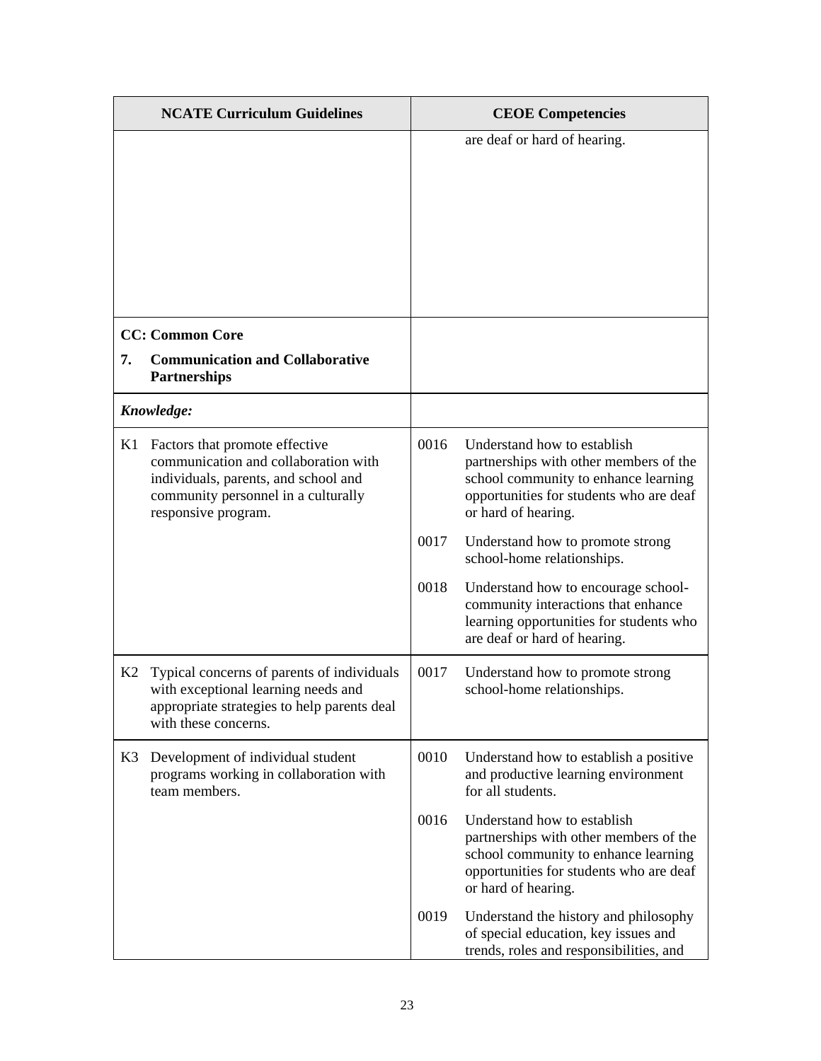| NCATE Curriculum Guidelines | CEOE Competencies |
|---|---|
| | are deaf or hard of hearing. |
| **CC: Common Core**<br>**7. Communication and Collaborative Partnerships** | |
| ***Knowledge:*** | |
| K1 Factors that promote effective communication and collaboration with individuals, parents, and school and community personnel in a culturally responsive program. | 0016 Understand how to establish partnerships with other members of the school community to enhance learning opportunities for students who are deaf or hard of hearing.<br>0017 Understand how to promote strong school-home relationships.<br>0018 Understand how to encourage school-community interactions that enhance learning opportunities for students who are deaf or hard of hearing. |
| K2 Typical concerns of parents of individuals with exceptional learning needs and appropriate strategies to help parents deal with these concerns. | 0017 Understand how to promote strong school-home relationships. |
| K3 Development of individual student programs working in collaboration with team members. | 0010 Understand how to establish a positive and productive learning environment for all students.<br>0016 Understand how to establish partnerships with other members of the school community to enhance learning opportunities for students who are deaf or hard of hearing.<br>0019 Understand the history and philosophy of special education, key issues and trends, roles and responsibilities, and |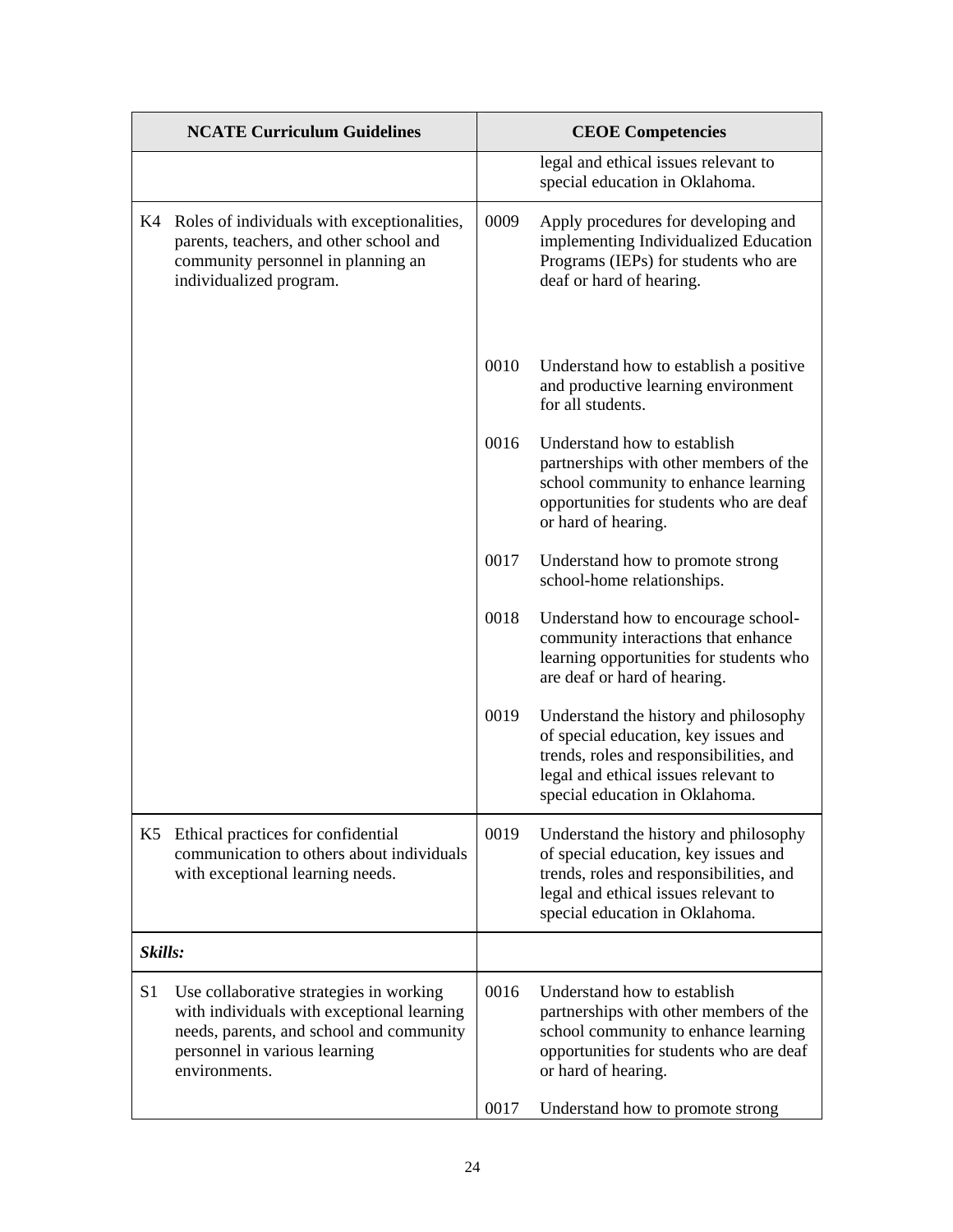| NCATE Curriculum Guidelines | CEOE Competencies |
|---|---|
| | legal and ethical issues relevant to special education in Oklahoma. |
| K4 Roles of individuals with exceptionalities, parents, teachers, and other school and community personnel in planning an individualized program. | 0009 Apply procedures for developing and implementing Individualized Education Programs (IEPs) for students who are deaf or hard of hearing. |
| | 0010 Understand how to establish a positive and productive learning environment for all students. |
| | 0016 Understand how to establish partnerships with other members of the school community to enhance learning opportunities for students who are deaf or hard of hearing. |
| | 0017 Understand how to promote strong school-home relationships. |
| | 0018 Understand how to encourage school-community interactions that enhance learning opportunities for students who are deaf or hard of hearing. |
| | 0019 Understand the history and philosophy of special education, key issues and trends, roles and responsibilities, and legal and ethical issues relevant to special education in Oklahoma. |
| K5 Ethical practices for confidential communication to others about individuals with exceptional learning needs. | 0019 Understand the history and philosophy of special education, key issues and trends, roles and responsibilities, and legal and ethical issues relevant to special education in Oklahoma. |
| ***Skills:*** | |
| S1 Use collaborative strategies in working with individuals with exceptional learning needs, parents, and school and community personnel in various learning environments. | 0016 Understand how to establish partnerships with other members of the school community to enhance learning opportunities for students who are deaf or hard of hearing. |
| | 0017 Understand how to promote strong |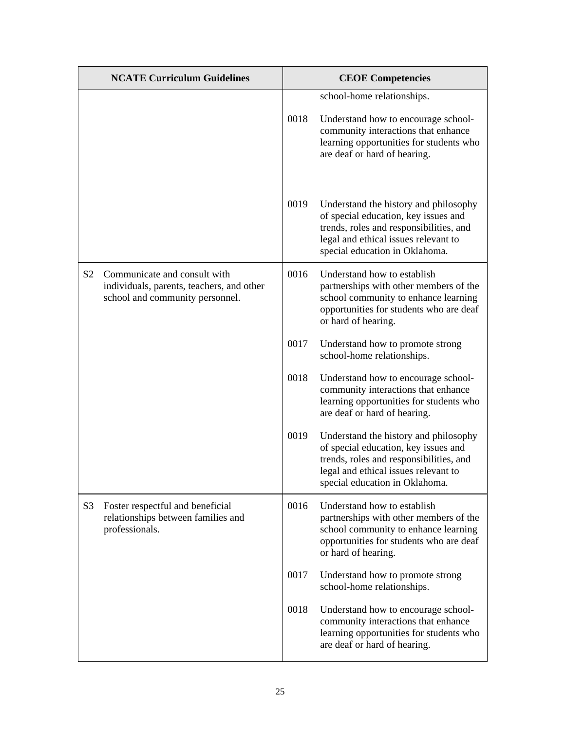| NCATE Curriculum Guidelines | CEOE Competencies |
|---|---|
| | school-home relationships.<br><br>0018 Understand how to encourage school-community interactions that enhance learning opportunities for students who are deaf or hard of hearing.<br><br>0019 Understand the history and philosophy of special education, key issues and trends, roles and responsibilities, and legal and ethical issues relevant to special education in Oklahoma. |
| S2 Communicate and consult with individuals, parents, teachers, and other school and community personnel. | 0016 Understand how to establish partnerships with other members of the school community to enhance learning opportunities for students who are deaf or hard of hearing.<br><br>0017 Understand how to promote strong school-home relationships.<br><br>0018 Understand how to encourage school-community interactions that enhance learning opportunities for students who are deaf or hard of hearing.<br><br>0019 Understand the history and philosophy of special education, key issues and trends, roles and responsibilities, and legal and ethical issues relevant to special education in Oklahoma. |
| S3 Foster respectful and beneficial relationships between families and professionals. | 0016 Understand how to establish partnerships with other members of the school community to enhance learning opportunities for students who are deaf or hard of hearing.<br><br>0017 Understand how to promote strong school-home relationships.<br><br>0018 Understand how to encourage school-community interactions that enhance learning opportunities for students who are deaf or hard of hearing. |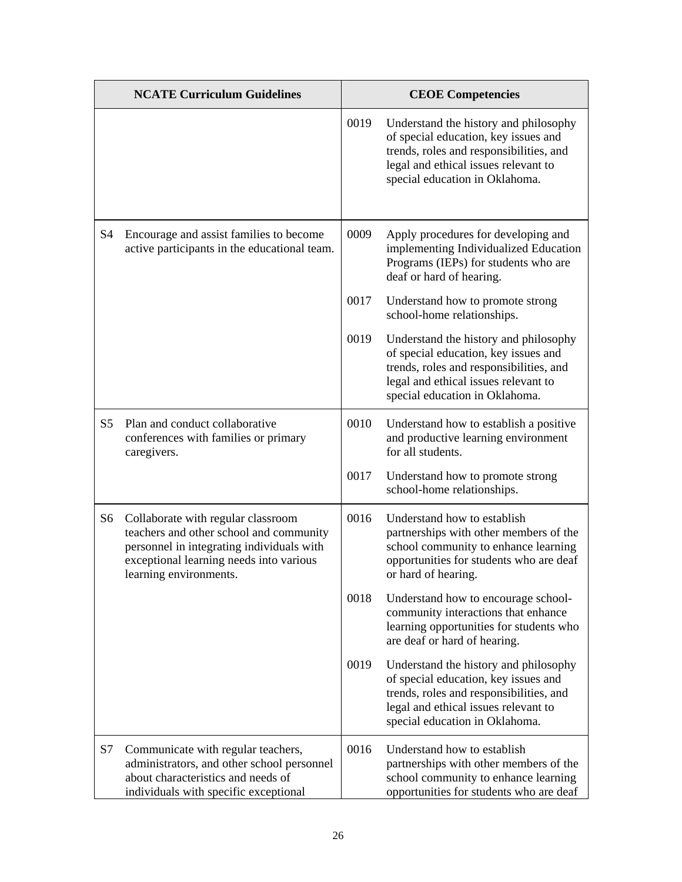| NCATE Curriculum Guidelines | CEOE Competencies |
| --- | --- |
| | 0019 Understand the history and philosophy of special education, key issues and trends, roles and responsibilities, and legal and ethical issues relevant to special education in Oklahoma. |
| S4 Encourage and assist families to become active participants in the educational team. | 0009 Apply procedures for developing and implementing Individualized Education Programs (IEPs) for students who are deaf or hard of hearing. |
| | 0017 Understand how to promote strong school-home relationships. |
| | 0019 Understand the history and philosophy of special education, key issues and trends, roles and responsibilities, and legal and ethical issues relevant to special education in Oklahoma. |
| S5 Plan and conduct collaborative conferences with families or primary caregivers. | 0010 Understand how to establish a positive and productive learning environment for all students. |
| | 0017 Understand how to promote strong school-home relationships. |
| S6 Collaborate with regular classroom teachers and other school and community personnel in integrating individuals with exceptional learning needs into various learning environments. | 0016 Understand how to establish partnerships with other members of the school community to enhance learning opportunities for students who are deaf or hard of hearing. |
| | 0018 Understand how to encourage school-community interactions that enhance learning opportunities for students who are deaf or hard of hearing. |
| | 0019 Understand the history and philosophy of special education, key issues and trends, roles and responsibilities, and legal and ethical issues relevant to special education in Oklahoma. |
| S7 Communicate with regular teachers, administrators, and other school personnel about characteristics and needs of individuals with specific exceptional | 0016 Understand how to establish partnerships with other members of the school community to enhance learning opportunities for students who are deaf |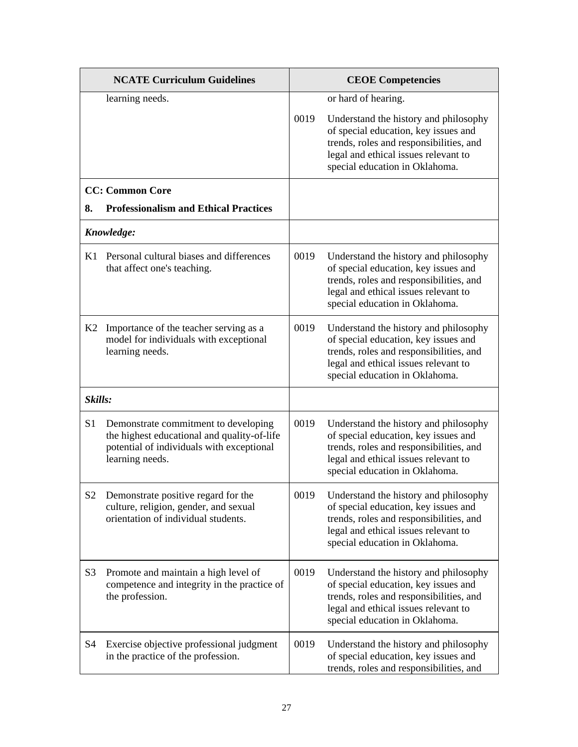| NCATE Curriculum Guidelines | CEOE Competencies |
| --- | --- |
| learning needs. | or hard of hearing.<br><br>0019 Understand the history and philosophy of special education, key issues and trends, roles and responsibilities, and legal and ethical issues relevant to special education in Oklahoma. |
| **CC: Common Core**<br>**8. Professionalism and Ethical Practices** | |
| ***Knowledge:*** | |
| K1 Personal cultural biases and differences that affect one's teaching. | 0019 Understand the history and philosophy of special education, key issues and trends, roles and responsibilities, and legal and ethical issues relevant to special education in Oklahoma. |
| K2 Importance of the teacher serving as a model for individuals with exceptional learning needs. | 0019 Understand the history and philosophy of special education, key issues and trends, roles and responsibilities, and legal and ethical issues relevant to special education in Oklahoma. |
| ***Skills:*** | |
| S1 Demonstrate commitment to developing the highest educational and quality-of-life potential of individuals with exceptional learning needs. | 0019 Understand the history and philosophy of special education, key issues and trends, roles and responsibilities, and legal and ethical issues relevant to special education in Oklahoma. |
| S2 Demonstrate positive regard for the culture, religion, gender, and sexual orientation of individual students. | 0019 Understand the history and philosophy of special education, key issues and trends, roles and responsibilities, and legal and ethical issues relevant to special education in Oklahoma. |
| S3 Promote and maintain a high level of competence and integrity in the practice of the profession. | 0019 Understand the history and philosophy of special education, key issues and trends, roles and responsibilities, and legal and ethical issues relevant to special education in Oklahoma. |
| S4 Exercise objective professional judgment in the practice of the profession. | 0019 Understand the history and philosophy of special education, key issues and trends, roles and responsibilities, and |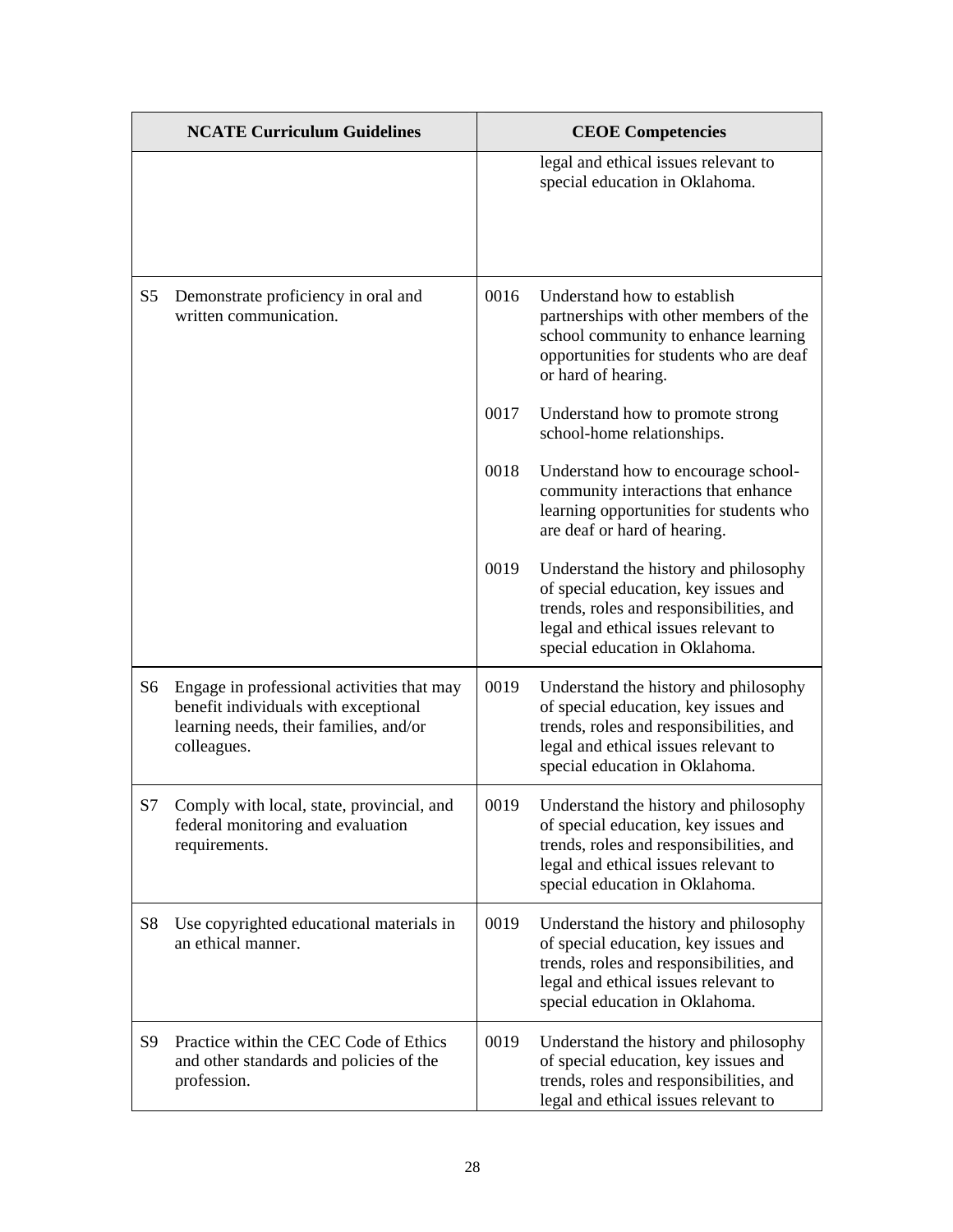| NCATE Curriculum Guidelines | | CEOE Competencies | |
|---|---|---|---|
| | | | legal and ethical issues relevant to special education in Oklahoma. |
| S5 | Demonstrate proficiency in oral and written communication. | 0016 | Understand how to establish partnerships with other members of the school community to enhance learning opportunities for students who are deaf or hard of hearing. |
| | | 0017 | Understand how to promote strong school-home relationships. |
| | | 0018 | Understand how to encourage school-community interactions that enhance learning opportunities for students who are deaf or hard of hearing. |
| | | 0019 | Understand the history and philosophy of special education, key issues and trends, roles and responsibilities, and legal and ethical issues relevant to special education in Oklahoma. |
| S6 | Engage in professional activities that may benefit individuals with exceptional learning needs, their families, and/or colleagues. | 0019 | Understand the history and philosophy of special education, key issues and trends, roles and responsibilities, and legal and ethical issues relevant to special education in Oklahoma. |
| S7 | Comply with local, state, provincial, and federal monitoring and evaluation requirements. | 0019 | Understand the history and philosophy of special education, key issues and trends, roles and responsibilities, and legal and ethical issues relevant to special education in Oklahoma. |
| S8 | Use copyrighted educational materials in an ethical manner. | 0019 | Understand the history and philosophy of special education, key issues and trends, roles and responsibilities, and legal and ethical issues relevant to special education in Oklahoma. |
| S9 | Practice within the CEC Code of Ethics and other standards and policies of the profession. | 0019 | Understand the history and philosophy of special education, key issues and trends, roles and responsibilities, and legal and ethical issues relevant to |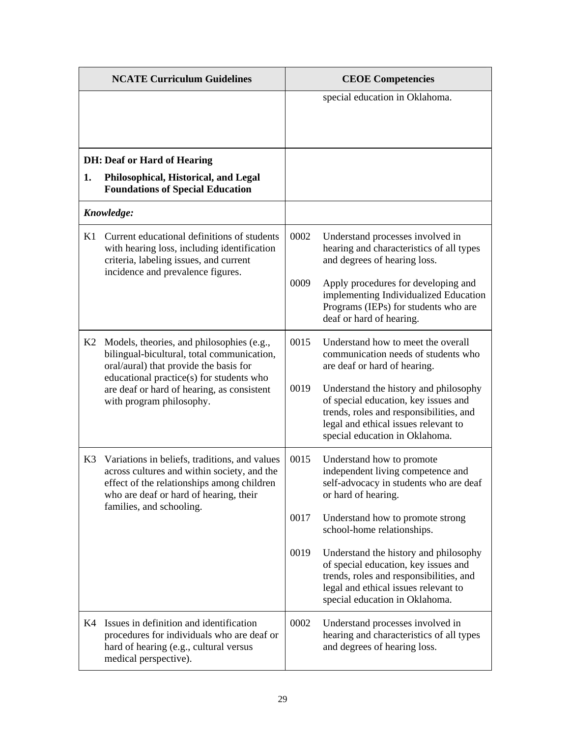| NCATE Curriculum Guidelines | CEOE Competencies |
|---|---|
| | special education in Oklahoma. |
| **DH: Deaf or Hard of Hearing**<br>**1. Philosophical, Historical, and Legal Foundations of Special Education** | |
| ***Knowledge:*** | |
| K1 Current educational definitions of students with hearing loss, including identification criteria, labeling issues, and current incidence and prevalence figures. | 0002 Understand processes involved in hearing and characteristics of all types and degrees of hearing loss.<br><br>0009 Apply procedures for developing and implementing Individualized Education Programs (IEPs) for students who are deaf or hard of hearing. |
| K2 Models, theories, and philosophies (e.g., bilingual-bicultural, total communication, oral/aural) that provide the basis for educational practice(s) for students who are deaf or hard of hearing, as consistent with program philosophy. | 0015 Understand how to meet the overall communication needs of students who are deaf or hard of hearing.<br><br>0019 Understand the history and philosophy of special education, key issues and trends, roles and responsibilities, and legal and ethical issues relevant to special education in Oklahoma. |
| K3 Variations in beliefs, traditions, and values across cultures and within society, and the effect of the relationships among children who are deaf or hard of hearing, their families, and schooling. | 0015 Understand how to promote independent living competence and self-advocacy in students who are deaf or hard of hearing.<br><br>0017 Understand how to promote strong school-home relationships.<br><br>0019 Understand the history and philosophy of special education, key issues and trends, roles and responsibilities, and legal and ethical issues relevant to special education in Oklahoma. |
| K4 Issues in definition and identification procedures for individuals who are deaf or hard of hearing (e.g., cultural versus medical perspective). | 0002 Understand processes involved in hearing and characteristics of all types and degrees of hearing loss. |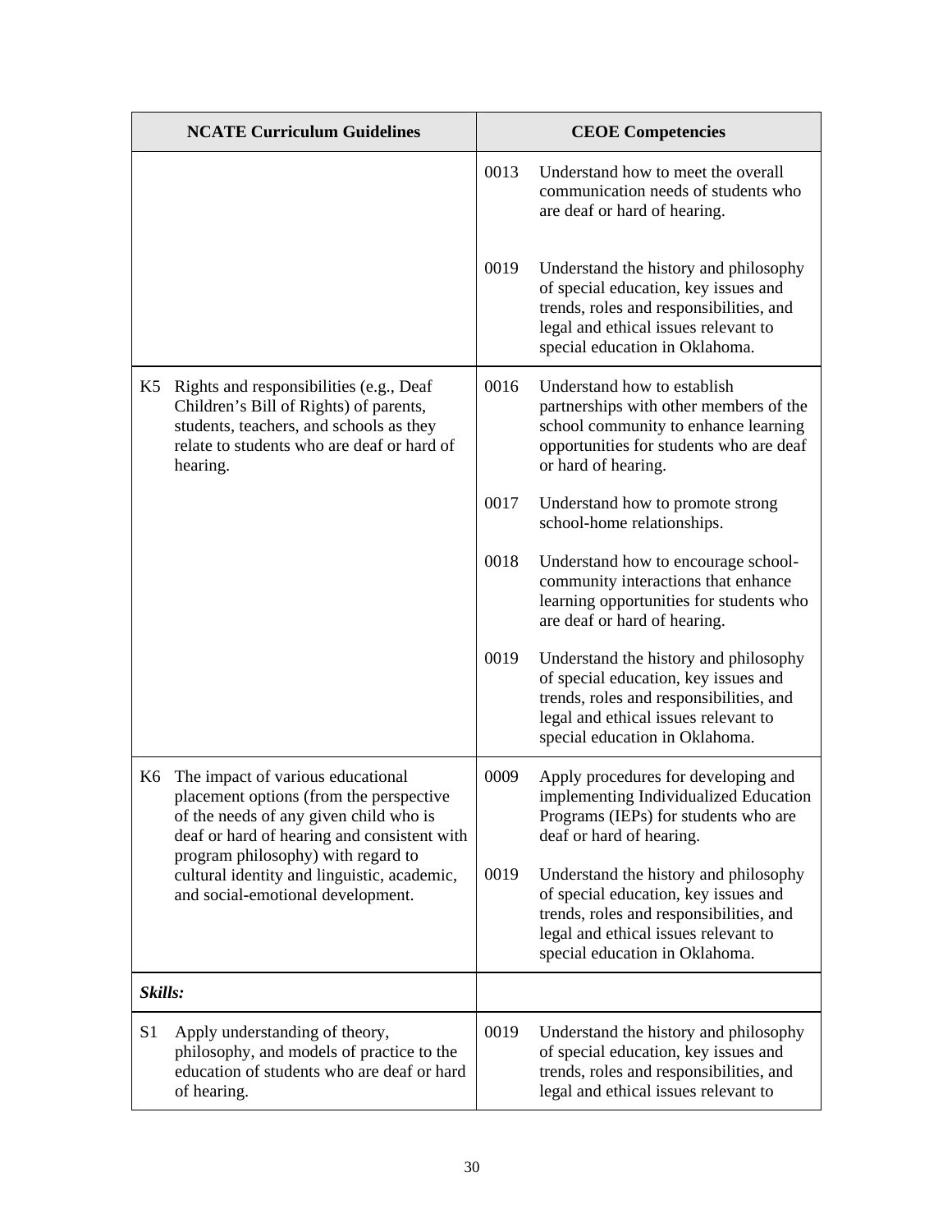| NCATE Curriculum Guidelines | CEOE Competencies |
| --- | --- |
| | 0013 Understand how to meet the overall communication needs of students who are deaf or hard of hearing.<br><br>0019 Understand the history and philosophy of special education, key issues and trends, roles and responsibilities, and legal and ethical issues relevant to special education in Oklahoma. |
| K5 Rights and responsibilities (e.g., Deaf Children's Bill of Rights) of parents, students, teachers, and schools as they relate to students who are deaf or hard of hearing. | 0016 Understand how to establish partnerships with other members of the school community to enhance learning opportunities for students who are deaf or hard of hearing.<br><br>0017 Understand how to promote strong school-home relationships.<br><br>0018 Understand how to encourage school-community interactions that enhance learning opportunities for students who are deaf or hard of hearing.<br><br>0019 Understand the history and philosophy of special education, key issues and trends, roles and responsibilities, and legal and ethical issues relevant to special education in Oklahoma. |
| K6 The impact of various educational placement options (from the perspective of the needs of any given child who is deaf or hard of hearing and consistent with program philosophy) with regard to cultural identity and linguistic, academic, and social-emotional development. | 0009 Apply procedures for developing and implementing Individualized Education Programs (IEPs) for students who are deaf or hard of hearing.<br><br>0019 Understand the history and philosophy of special education, key issues and trends, roles and responsibilities, and legal and ethical issues relevant to special education in Oklahoma. |
| ***Skills:*** | |
| S1 Apply understanding of theory, philosophy, and models of practice to the education of students who are deaf or hard of hearing. | 0019 Understand the history and philosophy of special education, key issues and trends, roles and responsibilities, and legal and ethical issues relevant to |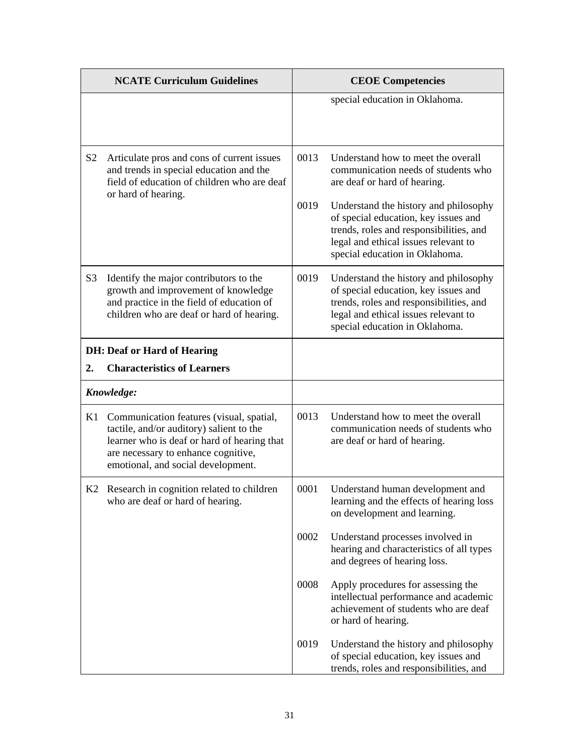| NCATE Curriculum Guidelines | CEOE Competencies |
|---|---|
| | special education in Oklahoma. |
| S2 Articulate pros and cons of current issues and trends in special education and the field of education of children who are deaf or hard of hearing. | 0013 Understand how to meet the overall communication needs of students who are deaf or hard of hearing.<br><br>0019 Understand the history and philosophy of special education, key issues and trends, roles and responsibilities, and legal and ethical issues relevant to special education in Oklahoma. |
| S3 Identify the major contributors to the growth and improvement of knowledge and practice in the field of education of children who are deaf or hard of hearing. | 0019 Understand the history and philosophy of special education, key issues and trends, roles and responsibilities, and legal and ethical issues relevant to special education in Oklahoma. |
| **DH: Deaf or Hard of Hearing**<br>**2. Characteristics of Learners** | |
| ***Knowledge:*** | |
| K1 Communication features (visual, spatial, tactile, and/or auditory) salient to the learner who is deaf or hard of hearing that are necessary to enhance cognitive, emotional, and social development. | 0013 Understand how to meet the overall communication needs of students who are deaf or hard of hearing. |
| K2 Research in cognition related to children who are deaf or hard of hearing. | 0001 Understand human development and learning and the effects of hearing loss on development and learning.<br><br>0002 Understand processes involved in hearing and characteristics of all types and degrees of hearing loss.<br><br>0008 Apply procedures for assessing the intellectual performance and academic achievement of students who are deaf or hard of hearing.<br><br>0019 Understand the history and philosophy of special education, key issues and trends, roles and responsibilities, and |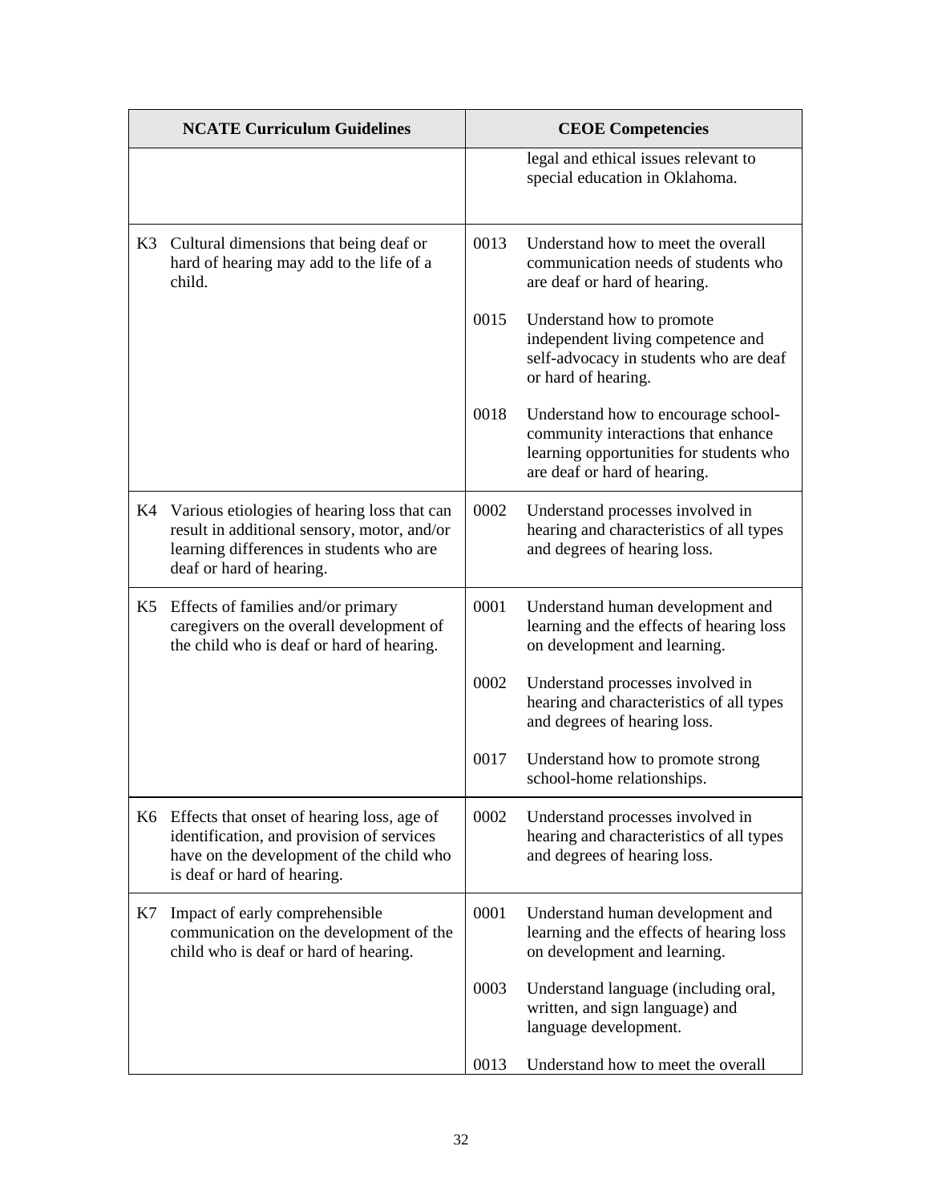| NCATE Curriculum Guidelines | CEOE Competencies |
| --- | --- |
| | legal and ethical issues relevant to special education in Oklahoma. |
| K3 Cultural dimensions that being deaf or hard of hearing may add to the life of a child. | 0013 Understand how to meet the overall communication needs of students who are deaf or hard of hearing.<br><br>0015 Understand how to promote independent living competence and self-advocacy in students who are deaf or hard of hearing.<br><br>0018 Understand how to encourage school-community interactions that enhance learning opportunities for students who are deaf or hard of hearing. |
| K4 Various etiologies of hearing loss that can result in additional sensory, motor, and/or learning differences in students who are deaf or hard of hearing. | 0002 Understand processes involved in hearing and characteristics of all types and degrees of hearing loss. |
| K5 Effects of families and/or primary caregivers on the overall development of the child who is deaf or hard of hearing. | 0001 Understand human development and learning and the effects of hearing loss on development and learning.<br><br>0002 Understand processes involved in hearing and characteristics of all types and degrees of hearing loss.<br><br>0017 Understand how to promote strong school-home relationships. |
| K6 Effects that onset of hearing loss, age of identification, and provision of services have on the development of the child who is deaf or hard of hearing. | 0002 Understand processes involved in hearing and characteristics of all types and degrees of hearing loss. |
| K7 Impact of early comprehensible communication on the development of the child who is deaf or hard of hearing. | 0001 Understand human development and learning and the effects of hearing loss on development and learning.<br><br>0003 Understand language (including oral, written, and sign language) and language development.<br><br>0013 Understand how to meet the overall |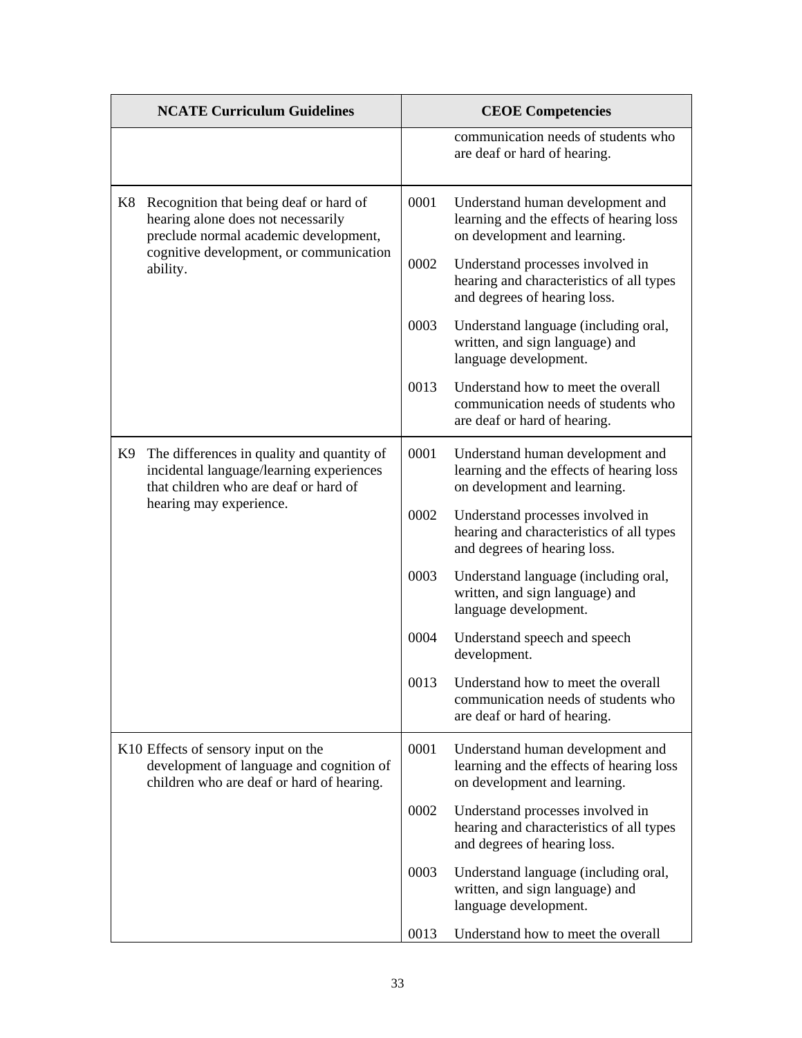| NCATE Curriculum Guidelines | CEOE Competencies |
|---|---|
| | communication needs of students who are deaf or hard of hearing. |
| K8 Recognition that being deaf or hard of hearing alone does not necessarily preclude normal academic development, cognitive development, or communication ability. | 0001 Understand human development and learning and the effects of hearing loss on development and learning.<br><br>0002 Understand processes involved in hearing and characteristics of all types and degrees of hearing loss.<br><br>0003 Understand language (including oral, written, and sign language) and language development.<br><br>0013 Understand how to meet the overall communication needs of students who are deaf or hard of hearing. |
| K9 The differences in quality and quantity of incidental language/learning experiences that children who are deaf or hard of hearing may experience. | 0001 Understand human development and learning and the effects of hearing loss on development and learning.<br><br>0002 Understand processes involved in hearing and characteristics of all types and degrees of hearing loss.<br><br>0003 Understand language (including oral, written, and sign language) and language development.<br><br>0004 Understand speech and speech development.<br><br>0013 Understand how to meet the overall communication needs of students who are deaf or hard of hearing. |
| K10 Effects of sensory input on the development of language and cognition of children who are deaf or hard of hearing. | 0001 Understand human development and learning and the effects of hearing loss on development and learning.<br><br>0002 Understand processes involved in hearing and characteristics of all types and degrees of hearing loss.<br><br>0003 Understand language (including oral, written, and sign language) and language development.<br><br>0013 Understand how to meet the overall |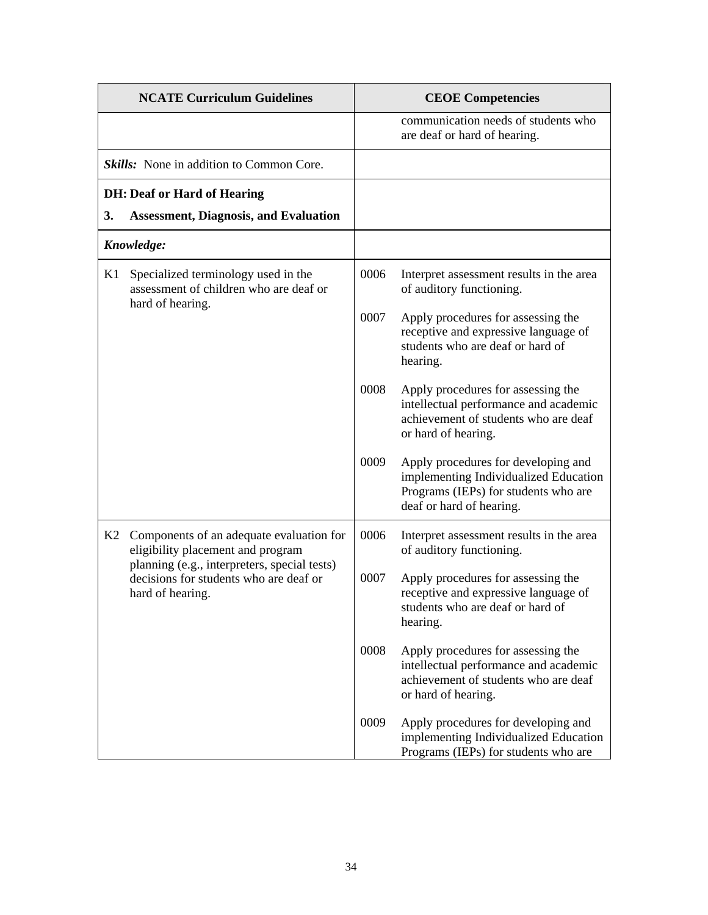| NCATE Curriculum Guidelines | CEOE Competencies |
|---|---|
| | communication needs of students who are deaf or hard of hearing. |
| ***Skills:*** None in addition to Common Core. | |
| **DH: Deaf or Hard of Hearing**<br>**3. Assessment, Diagnosis, and Evaluation** | |
| ***Knowledge:*** | |
| K1 Specialized terminology used in the assessment of children who are deaf or hard of hearing. | 0006 Interpret assessment results in the area of auditory functioning.<br><br>0007 Apply procedures for assessing the receptive and expressive language of students who are deaf or hard of hearing.<br><br>0008 Apply procedures for assessing the intellectual performance and academic achievement of students who are deaf or hard of hearing.<br><br>0009 Apply procedures for developing and implementing Individualized Education Programs (IEPs) for students who are deaf or hard of hearing. |
| K2 Components of an adequate evaluation for eligibility placement and program planning (e.g., interpreters, special tests) decisions for students who are deaf or hard of hearing. | 0006 Interpret assessment results in the area of auditory functioning.<br><br>0007 Apply procedures for assessing the receptive and expressive language of students who are deaf or hard of hearing.<br><br>0008 Apply procedures for assessing the intellectual performance and academic achievement of students who are deaf or hard of hearing.<br><br>0009 Apply procedures for developing and implementing Individualized Education Programs (IEPs) for students who are |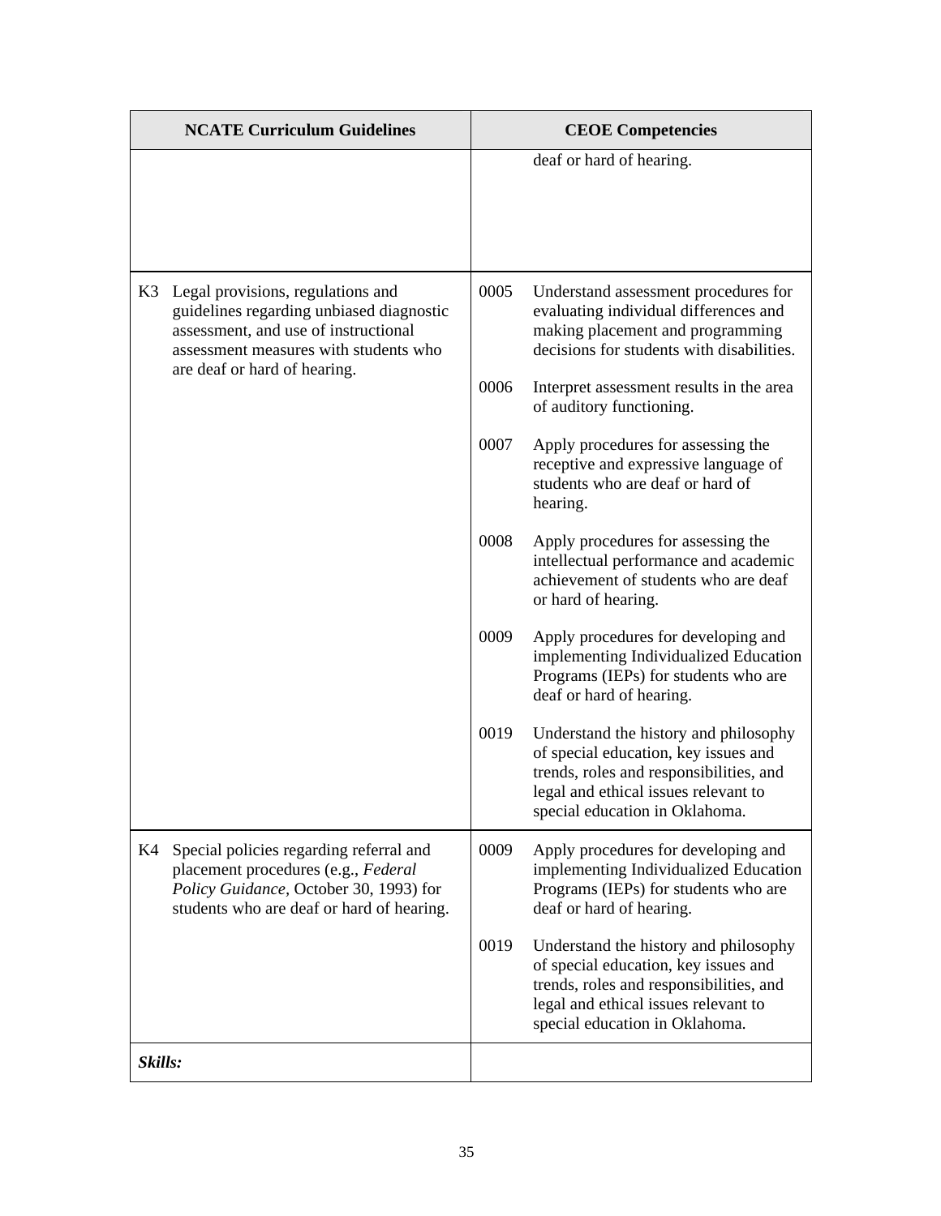| NCATE Curriculum Guidelines | CEOE Competencies |
|---|---|
| | deaf or hard of hearing. |
| K3 Legal provisions, regulations and guidelines regarding unbiased diagnostic assessment, and use of instructional assessment measures with students who are deaf or hard of hearing. | 0005 Understand assessment procedures for evaluating individual differences and making placement and programming decisions for students with disabilities.<br><br>0006 Interpret assessment results in the area of auditory functioning.<br><br>0007 Apply procedures for assessing the receptive and expressive language of students who are deaf or hard of hearing.<br><br>0008 Apply procedures for assessing the intellectual performance and academic achievement of students who are deaf or hard of hearing.<br><br>0009 Apply procedures for developing and implementing Individualized Education Programs (IEPs) for students who are deaf or hard of hearing.<br><br>0019 Understand the history and philosophy of special education, key issues and trends, roles and responsibilities, and legal and ethical issues relevant to special education in Oklahoma. |
| K4 Special policies regarding referral and placement procedures (e.g., *Federal Policy Guidance*, October 30, 1993) for students who are deaf or hard of hearing. | 0009 Apply procedures for developing and implementing Individualized Education Programs (IEPs) for students who are deaf or hard of hearing.<br><br>0019 Understand the history and philosophy of special education, key issues and trends, roles and responsibilities, and legal and ethical issues relevant to special education in Oklahoma. |
| ***Skills:*** | |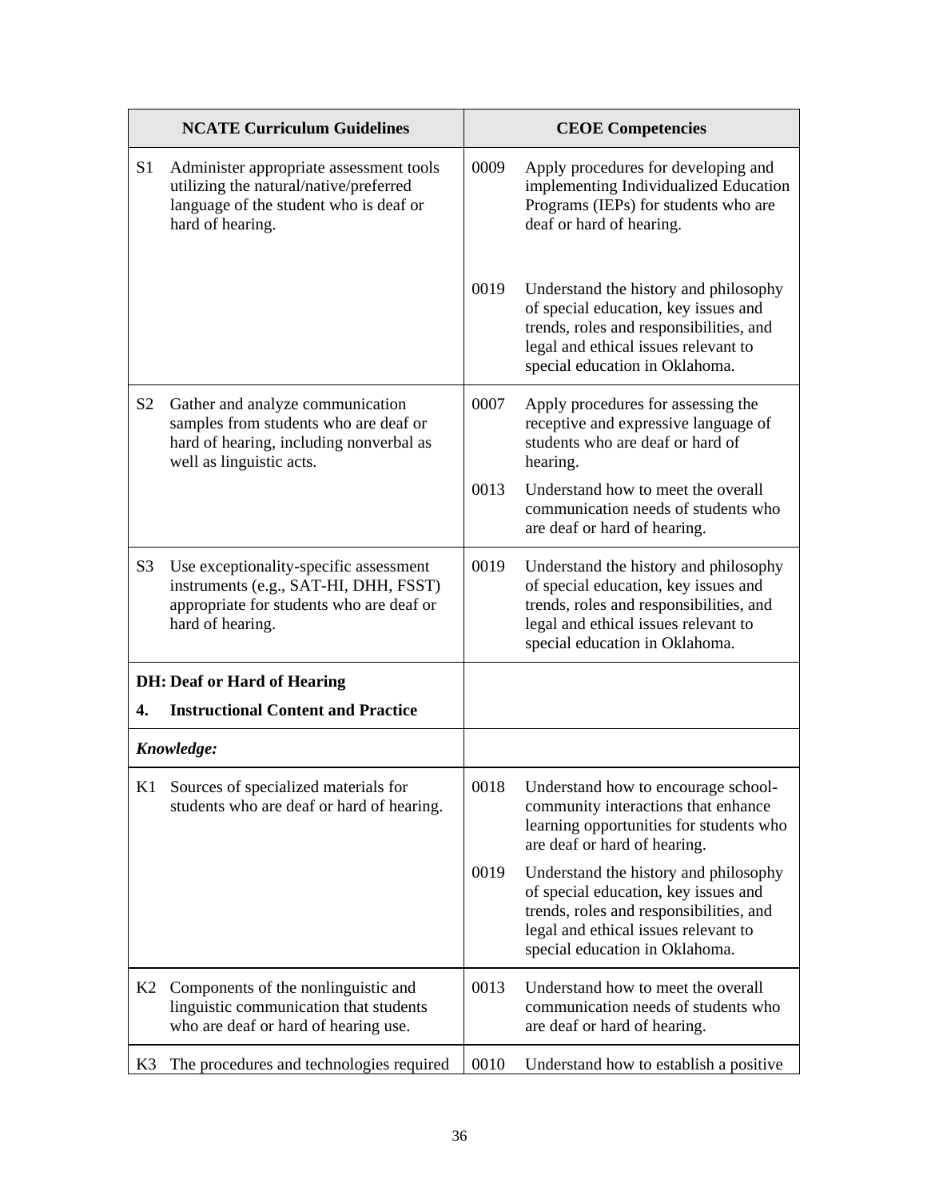| NCATE Curriculum Guidelines | CEOE Competencies |
|---|---|
| S1 Administer appropriate assessment tools utilizing the natural/native/preferred language of the student who is deaf or hard of hearing. | 0009 Apply procedures for developing and implementing Individualized Education Programs (IEPs) for students who are deaf or hard of hearing.<br><br>0019 Understand the history and philosophy of special education, key issues and trends, roles and responsibilities, and legal and ethical issues relevant to special education in Oklahoma. |
| S2 Gather and analyze communication samples from students who are deaf or hard of hearing, including nonverbal as well as linguistic acts. | 0007 Apply procedures for assessing the receptive and expressive language of students who are deaf or hard of hearing.<br><br>0013 Understand how to meet the overall communication needs of students who are deaf or hard of hearing. |
| S3 Use exceptionality-specific assessment instruments (e.g., SAT-HI, DHH, FSST) appropriate for students who are deaf or hard of hearing. | 0019 Understand the history and philosophy of special education, key issues and trends, roles and responsibilities, and legal and ethical issues relevant to special education in Oklahoma. |
| **DH: Deaf or Hard of Hearing**<br>**4. Instructional Content and Practice** | |
| ***Knowledge:*** | |
| K1 Sources of specialized materials for students who are deaf or hard of hearing. | 0018 Understand how to encourage school-community interactions that enhance learning opportunities for students who are deaf or hard of hearing.<br><br>0019 Understand the history and philosophy of special education, key issues and trends, roles and responsibilities, and legal and ethical issues relevant to special education in Oklahoma. |
| K2 Components of the nonlinguistic and linguistic communication that students who are deaf or hard of hearing use. | 0013 Understand how to meet the overall communication needs of students who are deaf or hard of hearing. |
| K3 The procedures and technologies required | 0010 Understand how to establish a positive |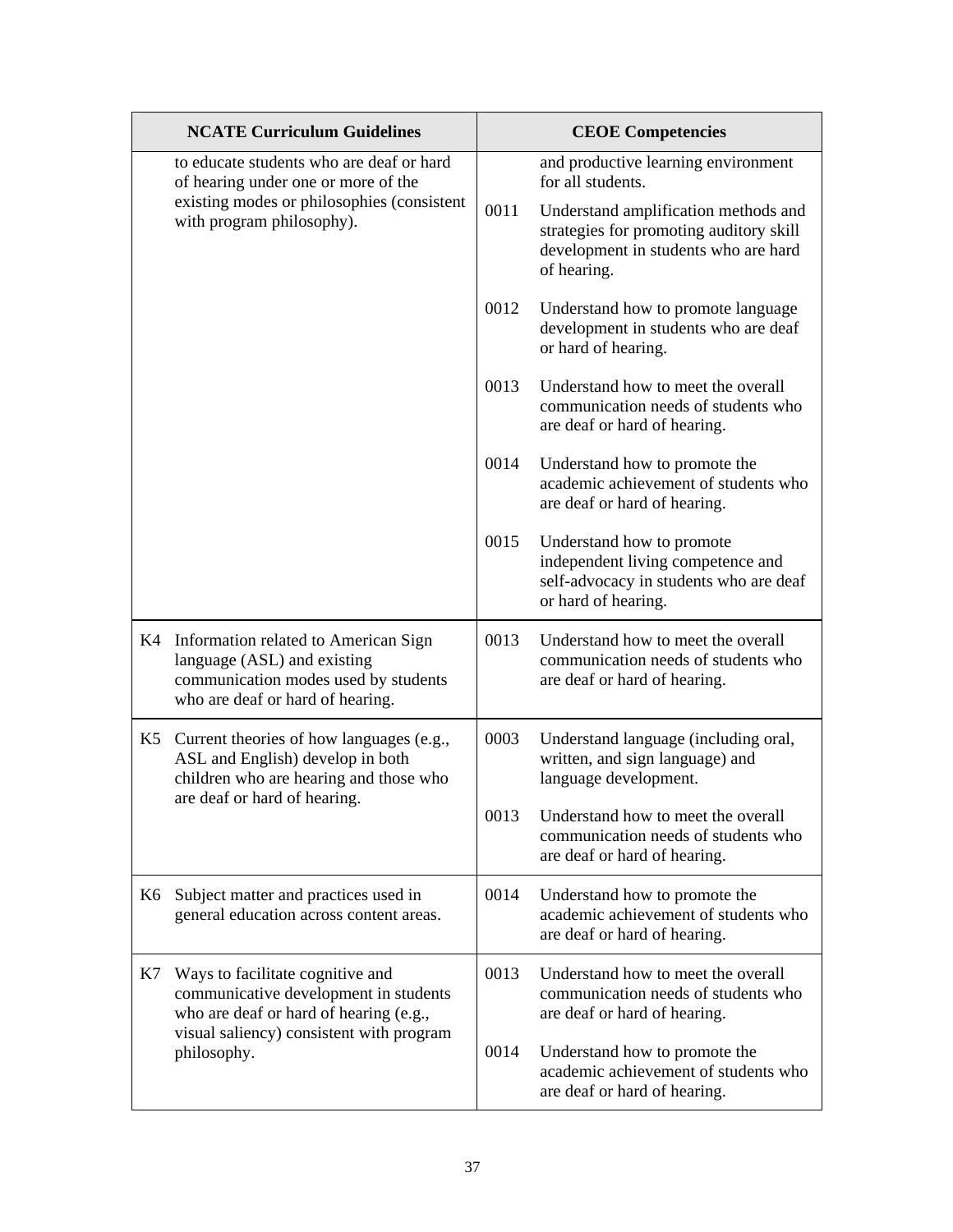| NCATE Curriculum Guidelines | CEOE Competencies |
|---|---|
| to educate students who are deaf or hard of hearing under one or more of the existing modes or philosophies (consistent with program philosophy). | and productive learning environment for all students.<br><br>0011 Understand amplification methods and strategies for promoting auditory skill development in students who are hard of hearing.<br><br>0012 Understand how to promote language development in students who are deaf or hard of hearing.<br><br>0013 Understand how to meet the overall communication needs of students who are deaf or hard of hearing.<br><br>0014 Understand how to promote the academic achievement of students who are deaf or hard of hearing.<br><br>0015 Understand how to promote independent living competence and self-advocacy in students who are deaf or hard of hearing. |
| K4 Information related to American Sign language (ASL) and existing communication modes used by students who are deaf or hard of hearing. | 0013 Understand how to meet the overall communication needs of students who are deaf or hard of hearing. |
| K5 Current theories of how languages (e.g., ASL and English) develop in both children who are hearing and those who are deaf or hard of hearing. | 0003 Understand language (including oral, written, and sign language) and language development.<br><br>0013 Understand how to meet the overall communication needs of students who are deaf or hard of hearing. |
| K6 Subject matter and practices used in general education across content areas. | 0014 Understand how to promote the academic achievement of students who are deaf or hard of hearing. |
| K7 Ways to facilitate cognitive and communicative development in students who are deaf or hard of hearing (e.g., visual saliency) consistent with program philosophy. | 0013 Understand how to meet the overall communication needs of students who are deaf or hard of hearing.<br><br>0014 Understand how to promote the academic achievement of students who are deaf or hard of hearing. |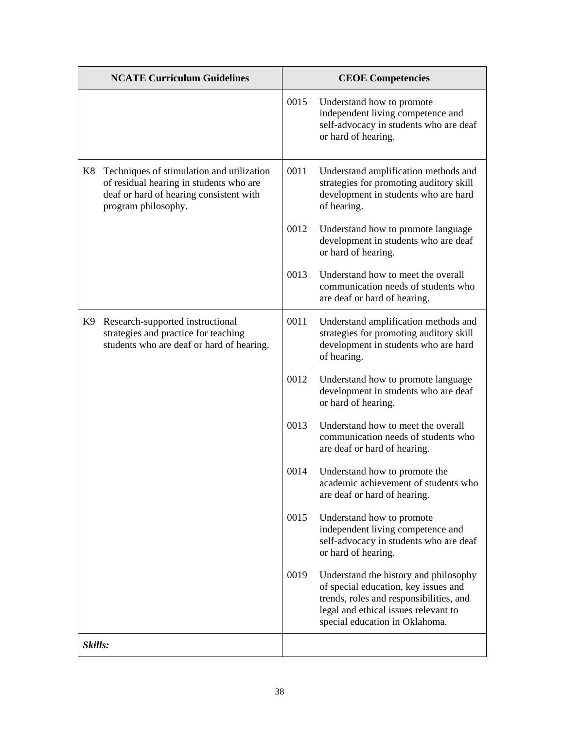| NCATE Curriculum Guidelines | CEOE Competencies |
| --- | --- |
| | 0015 Understand how to promote independent living competence and self-advocacy in students who are deaf or hard of hearing. |
| K8 Techniques of stimulation and utilization of residual hearing in students who are deaf or hard of hearing consistent with program philosophy. | 0011 Understand amplification methods and strategies for promoting auditory skill development in students who are hard of hearing.<br><br>0012 Understand how to promote language development in students who are deaf or hard of hearing.<br><br>0013 Understand how to meet the overall communication needs of students who are deaf or hard of hearing. |
| K9 Research-supported instructional strategies and practice for teaching students who are deaf or hard of hearing. | 0011 Understand amplification methods and strategies for promoting auditory skill development in students who are hard of hearing.<br><br>0012 Understand how to promote language development in students who are deaf or hard of hearing.<br><br>0013 Understand how to meet the overall communication needs of students who are deaf or hard of hearing.<br><br>0014 Understand how to promote the academic achievement of students who are deaf or hard of hearing.<br><br>0015 Understand how to promote independent living competence and self-advocacy in students who are deaf or hard of hearing.<br><br>0019 Understand the history and philosophy of special education, key issues and trends, roles and responsibilities, and legal and ethical issues relevant to special education in Oklahoma. |
| ***Skills:*** | |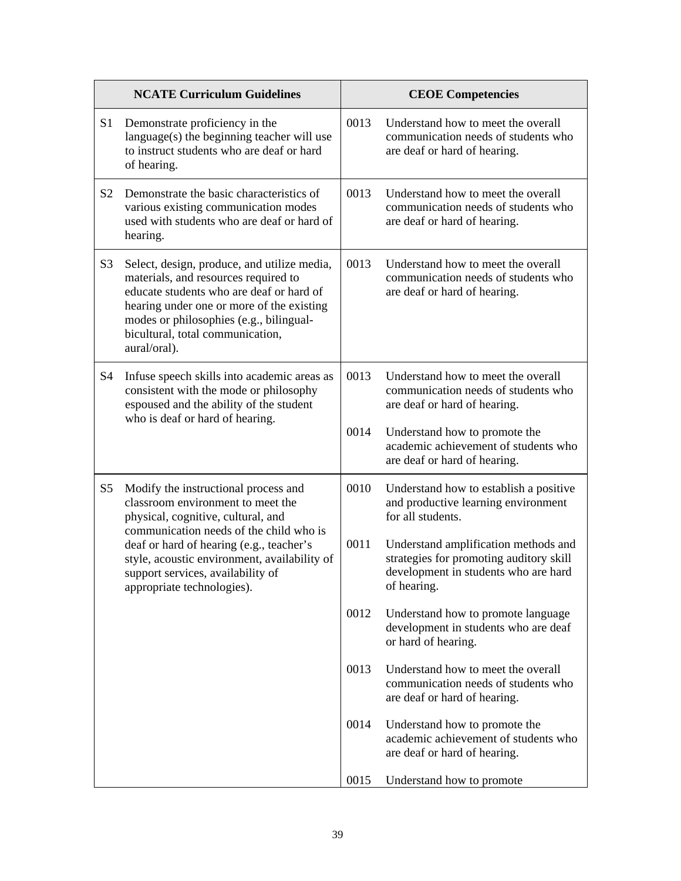| NCATE Curriculum Guidelines | CEOE Competencies |
|---|---|
| S1 Demonstrate proficiency in the language(s) the beginning teacher will use to instruct students who are deaf or hard of hearing. | 0013 Understand how to meet the overall communication needs of students who are deaf or hard of hearing. |
| S2 Demonstrate the basic characteristics of various existing communication modes used with students who are deaf or hard of hearing. | 0013 Understand how to meet the overall communication needs of students who are deaf or hard of hearing. |
| S3 Select, design, produce, and utilize media, materials, and resources required to educate students who are deaf or hard of hearing under one or more of the existing modes or philosophies (e.g., bilingual-bicultural, total communication, aural/oral). | 0013 Understand how to meet the overall communication needs of students who are deaf or hard of hearing. |
| S4 Infuse speech skills into academic areas as consistent with the mode or philosophy espoused and the ability of the student who is deaf or hard of hearing. | 0013 Understand how to meet the overall communication needs of students who are deaf or hard of hearing.<br><br>0014 Understand how to promote the academic achievement of students who are deaf or hard of hearing. |
| S5 Modify the instructional process and classroom environment to meet the physical, cognitive, cultural, and communication needs of the child who is deaf or hard of hearing (e.g., teacher's style, acoustic environment, availability of support services, availability of appropriate technologies). | 0010 Understand how to establish a positive and productive learning environment for all students.<br><br>0011 Understand amplification methods and strategies for promoting auditory skill development in students who are hard of hearing.<br><br>0012 Understand how to promote language development in students who are deaf or hard of hearing.<br><br>0013 Understand how to meet the overall communication needs of students who are deaf or hard of hearing.<br><br>0014 Understand how to promote the academic achievement of students who are deaf or hard of hearing.<br><br>0015 Understand how to promote |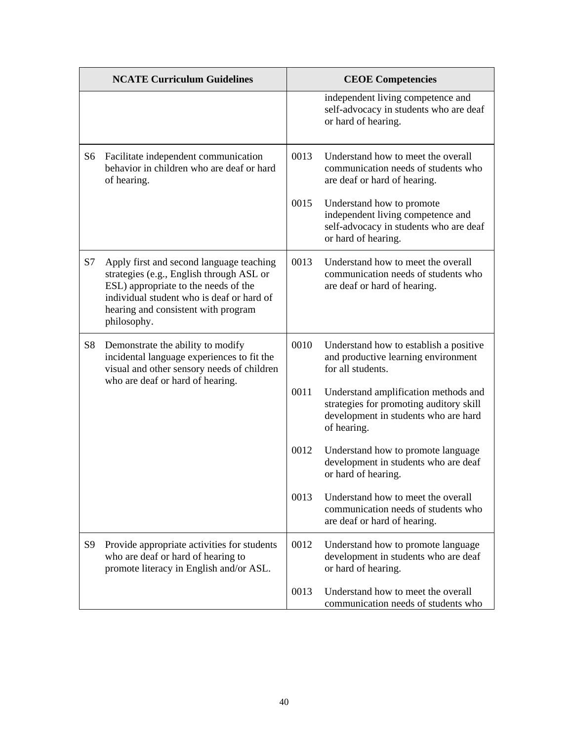| NCATE Curriculum Guidelines | CEOE Competencies |
|---|---|
| | independent living competence and self-advocacy in students who are deaf or hard of hearing. |
| S6 Facilitate independent communication behavior in children who are deaf or hard of hearing. | 0013 Understand how to meet the overall communication needs of students who are deaf or hard of hearing.<br><br>0015 Understand how to promote independent living competence and self-advocacy in students who are deaf or hard of hearing. |
| S7 Apply first and second language teaching strategies (e.g., English through ASL or ESL) appropriate to the needs of the individual student who is deaf or hard of hearing and consistent with program philosophy. | 0013 Understand how to meet the overall communication needs of students who are deaf or hard of hearing. |
| S8 Demonstrate the ability to modify incidental language experiences to fit the visual and other sensory needs of children who are deaf or hard of hearing. | 0010 Understand how to establish a positive and productive learning environment for all students.<br><br>0011 Understand amplification methods and strategies for promoting auditory skill development in students who are hard of hearing.<br><br>0012 Understand how to promote language development in students who are deaf or hard of hearing.<br><br>0013 Understand how to meet the overall communication needs of students who are deaf or hard of hearing. |
| S9 Provide appropriate activities for students who are deaf or hard of hearing to promote literacy in English and/or ASL. | 0012 Understand how to promote language development in students who are deaf or hard of hearing.<br><br>0013 Understand how to meet the overall communication needs of students who |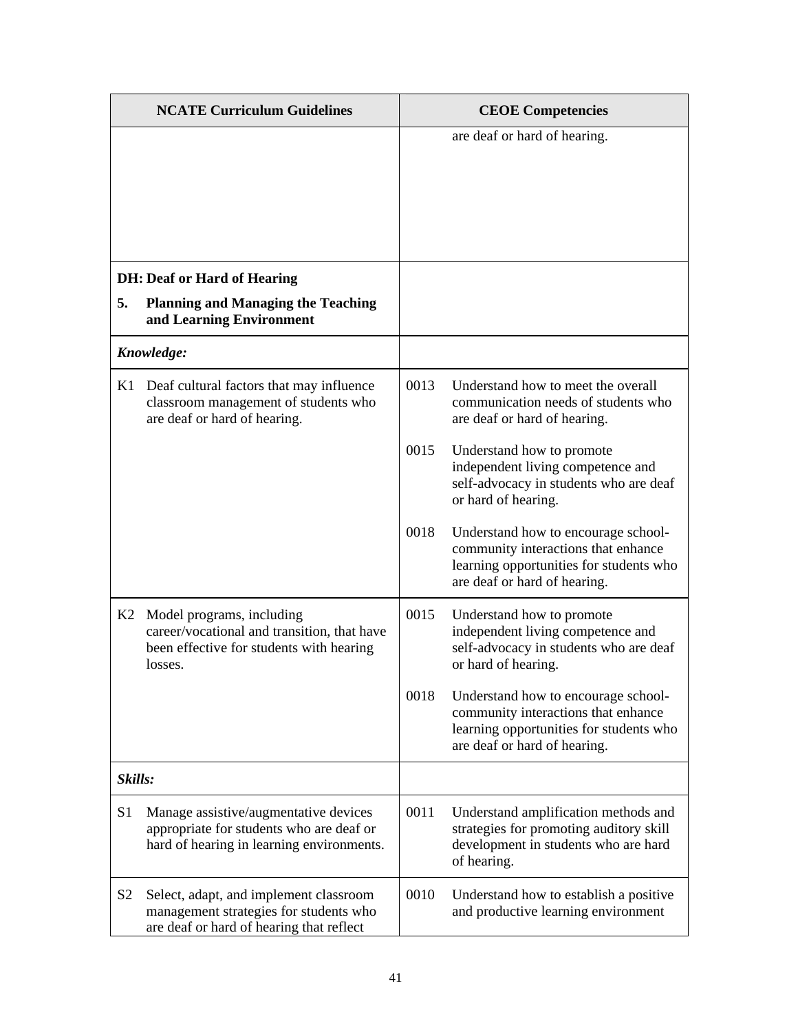| NCATE Curriculum Guidelines | CEOE Competencies |
|---|---|
| | are deaf or hard of hearing. |
| **DH: Deaf or Hard of Hearing**<br>**5. Planning and Managing the Teaching and Learning Environment** | |
| ***Knowledge:*** | |
| K1 Deaf cultural factors that may influence classroom management of students who are deaf or hard of hearing. | 0013 Understand how to meet the overall communication needs of students who are deaf or hard of hearing.<br><br>0015 Understand how to promote independent living competence and self-advocacy in students who are deaf or hard of hearing.<br><br>0018 Understand how to encourage school-community interactions that enhance learning opportunities for students who are deaf or hard of hearing. |
| K2 Model programs, including career/vocational and transition, that have been effective for students with hearing losses. | 0015 Understand how to promote independent living competence and self-advocacy in students who are deaf or hard of hearing.<br><br>0018 Understand how to encourage school-community interactions that enhance learning opportunities for students who are deaf or hard of hearing. |
| ***Skills:*** | |
| S1 Manage assistive/augmentative devices appropriate for students who are deaf or hard of hearing in learning environments. | 0011 Understand amplification methods and strategies for promoting auditory skill development in students who are hard of hearing. |
| S2 Select, adapt, and implement classroom management strategies for students who are deaf or hard of hearing that reflect | 0010 Understand how to establish a positive and productive learning environment |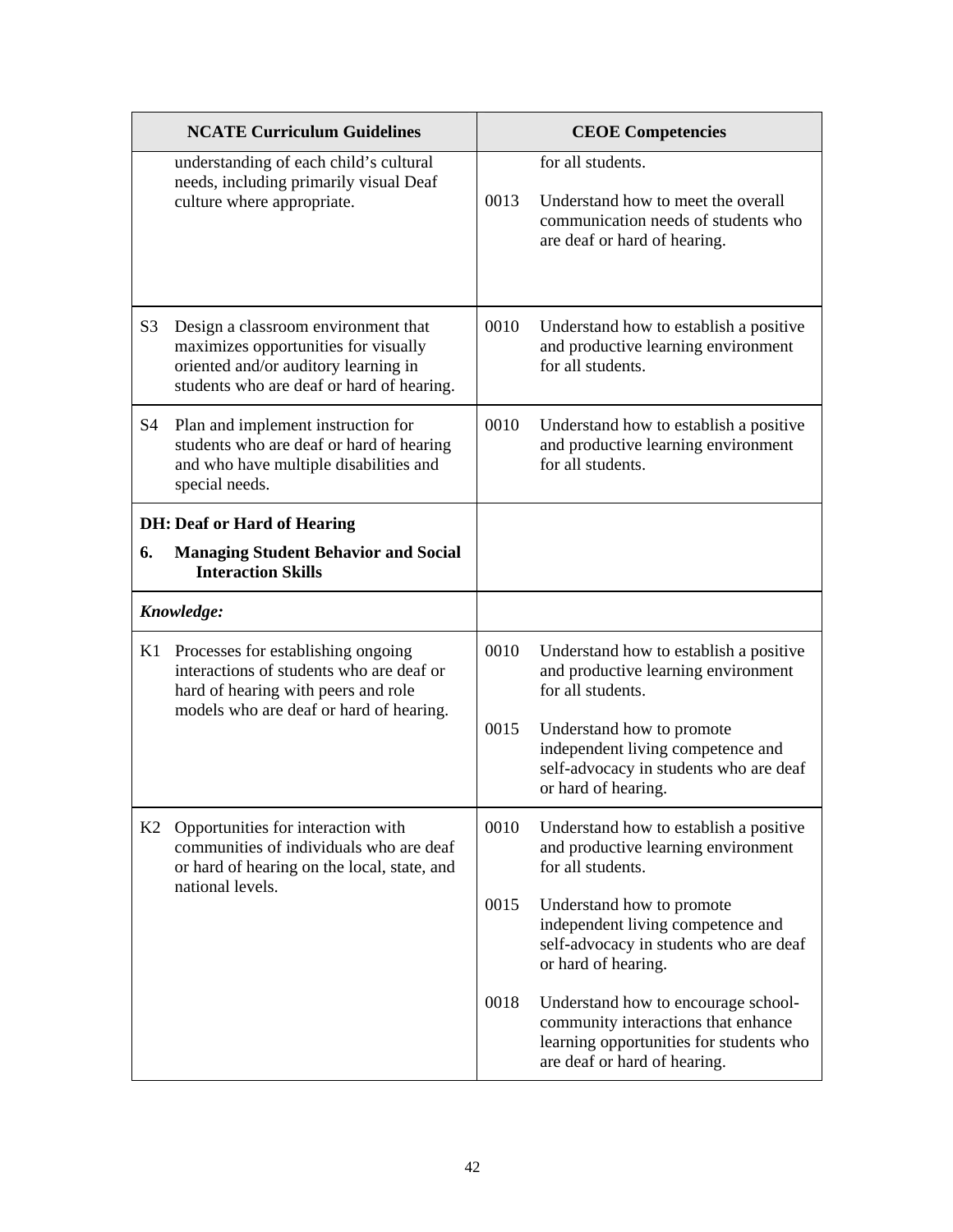| NCATE Curriculum Guidelines | CEOE Competencies |
|---|---|
| understanding of each child's cultural needs, including primarily visual Deaf culture where appropriate. | for all students.<br><br>0013 Understand how to meet the overall communication needs of students who are deaf or hard of hearing. |
| S3 Design a classroom environment that maximizes opportunities for visually oriented and/or auditory learning in students who are deaf or hard of hearing. | 0010 Understand how to establish a positive and productive learning environment for all students. |
| S4 Plan and implement instruction for students who are deaf or hard of hearing and who have multiple disabilities and special needs. | 0010 Understand how to establish a positive and productive learning environment for all students. |
| **DH: Deaf or Hard of Hearing**<br>**6. Managing Student Behavior and Social Interaction Skills** | |
| ***Knowledge:*** | |
| K1 Processes for establishing ongoing interactions of students who are deaf or hard of hearing with peers and role models who are deaf or hard of hearing. | 0010 Understand how to establish a positive and productive learning environment for all students.<br><br>0015 Understand how to promote independent living competence and self-advocacy in students who are deaf or hard of hearing. |
| K2 Opportunities for interaction with communities of individuals who are deaf or hard of hearing on the local, state, and national levels. | 0010 Understand how to establish a positive and productive learning environment for all students.<br><br>0015 Understand how to promote independent living competence and self-advocacy in students who are deaf or hard of hearing.<br><br>0018 Understand how to encourage school-community interactions that enhance learning opportunities for students who are deaf or hard of hearing. |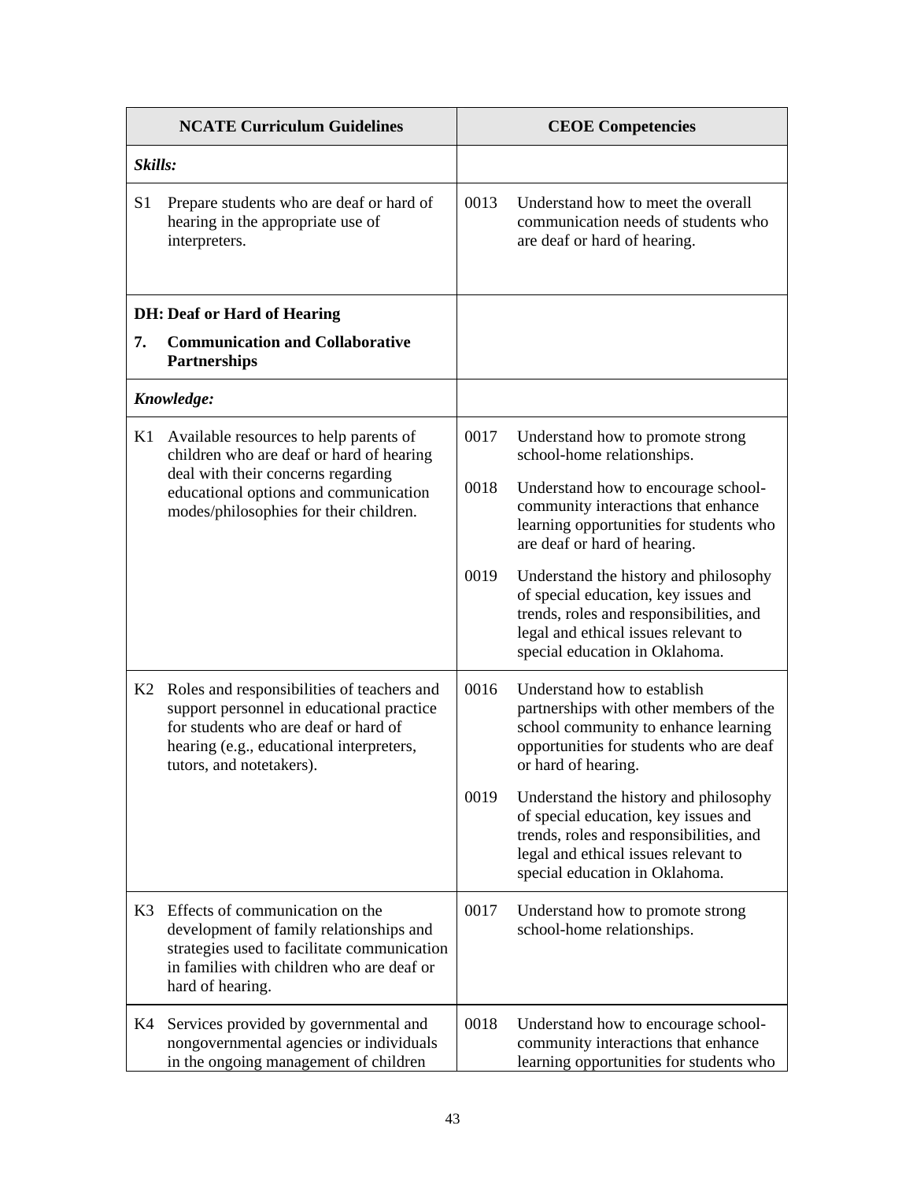| NCATE Curriculum Guidelines | CEOE Competencies |
|---|---|
| ***Skills:*** | |
| S1 Prepare students who are deaf or hard of hearing in the appropriate use of interpreters. | 0013 Understand how to meet the overall communication needs of students who are deaf or hard of hearing. |
| **DH: Deaf or Hard of Hearing**<br>**7. Communication and Collaborative Partnerships** | |
| ***Knowledge:*** | |
| K1 Available resources to help parents of children who are deaf or hard of hearing deal with their concerns regarding educational options and communication modes/philosophies for their children. | 0017 Understand how to promote strong school-home relationships.<br>0018 Understand how to encourage school-community interactions that enhance learning opportunities for students who are deaf or hard of hearing.<br>0019 Understand the history and philosophy of special education, key issues and trends, roles and responsibilities, and legal and ethical issues relevant to special education in Oklahoma. |
| K2 Roles and responsibilities of teachers and support personnel in educational practice for students who are deaf or hard of hearing (e.g., educational interpreters, tutors, and notetakers). | 0016 Understand how to establish partnerships with other members of the school community to enhance learning opportunities for students who are deaf or hard of hearing.<br>0019 Understand the history and philosophy of special education, key issues and trends, roles and responsibilities, and legal and ethical issues relevant to special education in Oklahoma. |
| K3 Effects of communication on the development of family relationships and strategies used to facilitate communication in families with children who are deaf or hard of hearing. | 0017 Understand how to promote strong school-home relationships. |
| K4 Services provided by governmental and nongovernmental agencies or individuals in the ongoing management of children | 0018 Understand how to encourage school-community interactions that enhance learning opportunities for students who |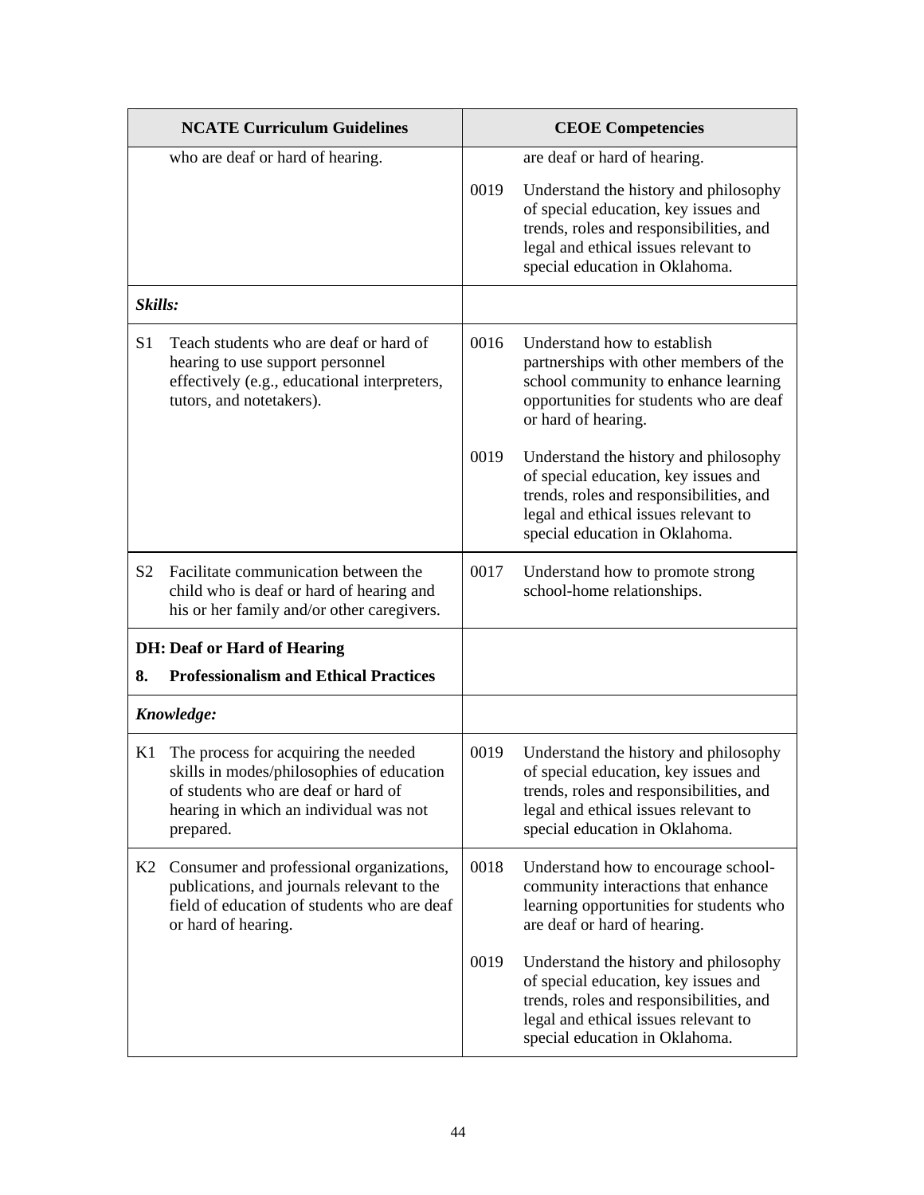| NCATE Curriculum Guidelines | CEOE Competencies |
|---|---|
| who are deaf or hard of hearing. | are deaf or hard of hearing. |
| | 0019 Understand the history and philosophy of special education, key issues and trends, roles and responsibilities, and legal and ethical issues relevant to special education in Oklahoma. |
| ***Skills:*** | |
| S1 Teach students who are deaf or hard of hearing to use support personnel effectively (e.g., educational interpreters, tutors, and notetakers). | 0016 Understand how to establish partnerships with other members of the school community to enhance learning opportunities for students who are deaf or hard of hearing. |
| | 0019 Understand the history and philosophy of special education, key issues and trends, roles and responsibilities, and legal and ethical issues relevant to special education in Oklahoma. |
| S2 Facilitate communication between the child who is deaf or hard of hearing and his or her family and/or other caregivers. | 0017 Understand how to promote strong school-home relationships. |
| **DH: Deaf or Hard of Hearing** **8. Professionalism and Ethical Practices** | |
| ***Knowledge:*** | |
| K1 The process for acquiring the needed skills in modes/philosophies of education of students who are deaf or hard of hearing in which an individual was not prepared. | 0019 Understand the history and philosophy of special education, key issues and trends, roles and responsibilities, and legal and ethical issues relevant to special education in Oklahoma. |
| K2 Consumer and professional organizations, publications, and journals relevant to the field of education of students who are deaf or hard of hearing. | 0018 Understand how to encourage school-community interactions that enhance learning opportunities for students who are deaf or hard of hearing. |
| | 0019 Understand the history and philosophy of special education, key issues and trends, roles and responsibilities, and legal and ethical issues relevant to special education in Oklahoma. |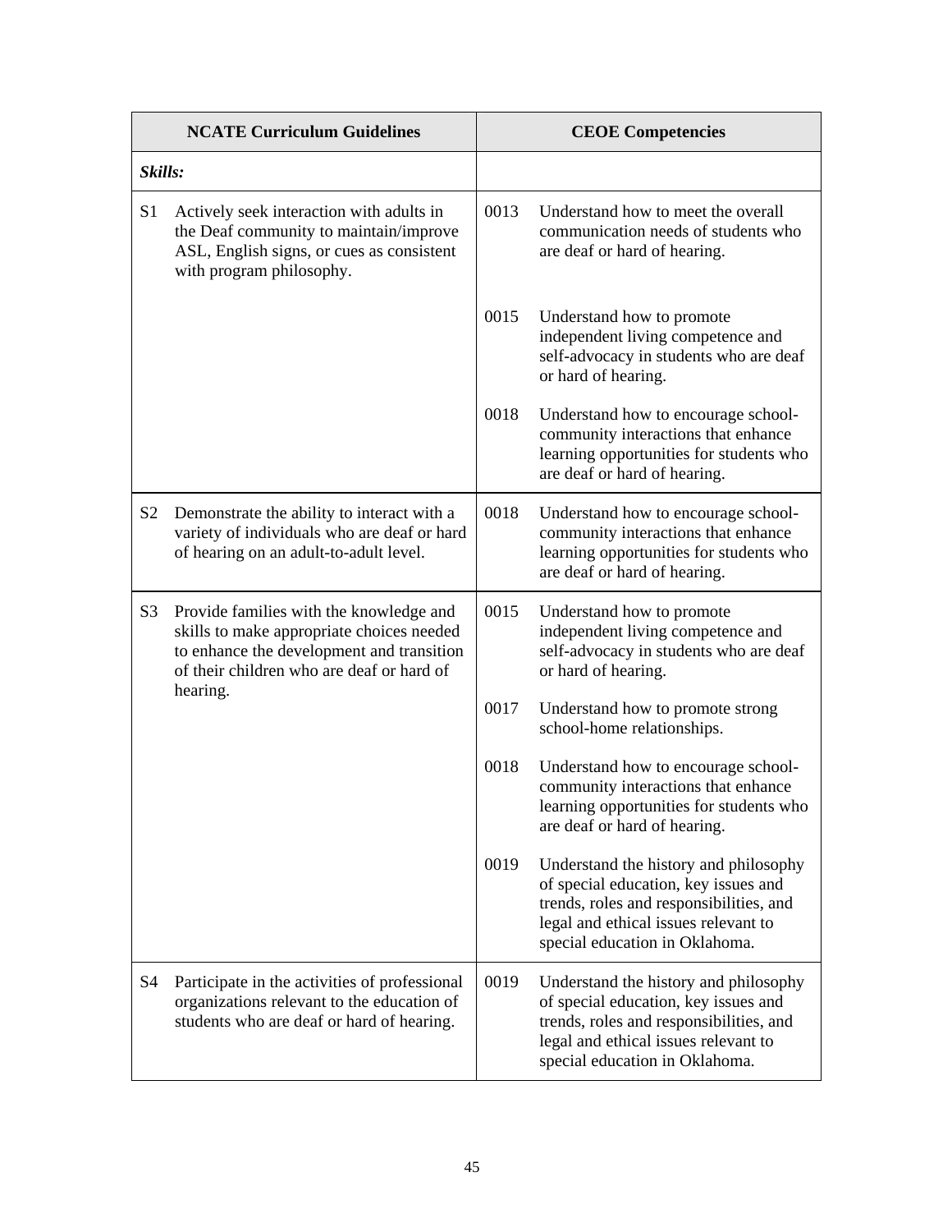| NCATE Curriculum Guidelines | CEOE Competencies |
| --- | --- |
| ***Skills:*** | |
| S1 Actively seek interaction with adults in the Deaf community to maintain/improve ASL, English signs, or cues as consistent with program philosophy. | 0013 Understand how to meet the overall communication needs of students who are deaf or hard of hearing.<br><br>0015 Understand how to promote independent living competence and self-advocacy in students who are deaf or hard of hearing.<br><br>0018 Understand how to encourage school-community interactions that enhance learning opportunities for students who are deaf or hard of hearing. |
| S2 Demonstrate the ability to interact with a variety of individuals who are deaf or hard of hearing on an adult-to-adult level. | 0018 Understand how to encourage school-community interactions that enhance learning opportunities for students who are deaf or hard of hearing. |
| S3 Provide families with the knowledge and skills to make appropriate choices needed to enhance the development and transition of their children who are deaf or hard of hearing. | 0015 Understand how to promote independent living competence and self-advocacy in students who are deaf or hard of hearing.<br><br>0017 Understand how to promote strong school-home relationships.<br><br>0018 Understand how to encourage school-community interactions that enhance learning opportunities for students who are deaf or hard of hearing.<br><br>0019 Understand the history and philosophy of special education, key issues and trends, roles and responsibilities, and legal and ethical issues relevant to special education in Oklahoma. |
| S4 Participate in the activities of professional organizations relevant to the education of students who are deaf or hard of hearing. | 0019 Understand the history and philosophy of special education, key issues and trends, roles and responsibilities, and legal and ethical issues relevant to special education in Oklahoma. |